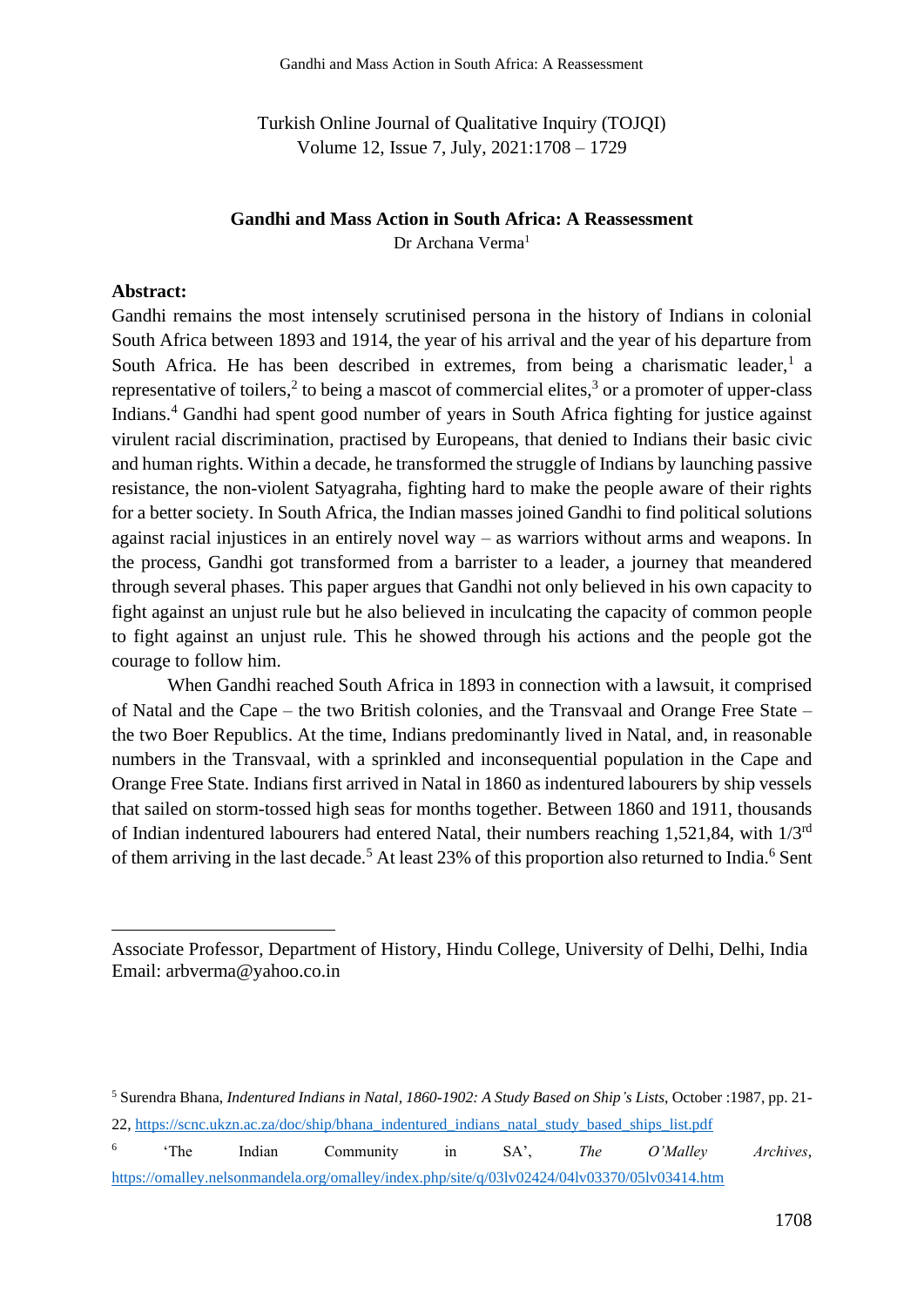# Gandhi and Mass Action in South Africa: A Reassessment

Dr Archana Verma[1]

**Abstract:**

Gandhi remains the most intensely scrutinised persona in the history of Indians in colonial South Africa between 1893 and 1914, the year of his arrival and the year of his departure from South Africa. He has been described in extremes, from being a charismatic leader,[1] a representative of toilers,[2] to being a mascot of commercial elites,[3] or a promoter of upper-class Indians.[4] Gandhi had spent good number of years in South Africa fighting for justice against virulent racial discrimination, practised by Europeans, that denied to Indians their basic civic and human rights. Within a decade, he transformed the struggle of Indians by launching passive resistance, the non-violent Satyagraha, fighting hard to make the people aware of their rights for a better society. In South Africa, the Indian masses joined Gandhi to find political solutions against racial injustices in an entirely novel way – as warriors without arms and weapons. In the process, Gandhi got transformed from a barrister to a leader, a journey that meandered through several phases. This paper argues that Gandhi not only believed in his own capacity to fight against an unjust rule but he also believed in inculcating the capacity of common people to fight against an unjust rule. This he showed through his actions and the people got the courage to follow him.

When Gandhi reached South Africa in 1893 in connection with a lawsuit, it comprised of Natal and the Cape – the two British colonies, and the Transvaal and Orange Free State – the two Boer Republics. At the time, Indians predominantly lived in Natal, and, in reasonable numbers in the Transvaal, with a sprinkled and inconsequential population in the Cape and Orange Free State. Indians first arrived in Natal in 1860 as indentured labourers by ship vessels that sailed on storm-tossed high seas for months together. Between 1860 and 1911, thousands of Indian indentured labourers had entered Natal, their numbers reaching 1,521,84, with 1/3rd of them arriving in the last decade.[5] At least 23% of this proportion also returned to India.[6] Sent

---

[1] Associate Professor, Department of History, Hindu College, University of Delhi, Delhi, India
Email: arbverma@yahoo.co.in

[5] Surendra Bhana, *Indentured Indians in Natal, 1860-1902: A Study Based on Ship's Lists*, October :1987, pp. 21-22, https://scnc.ukzn.ac.za/doc/ship/bhana_indentured_indians_natal_study_based_ships_list.pdf

[6] 'The Indian Community in SA', *The O'Malley Archives*, https://omalley.nelsonmandela.org/omalley/index.php/site/q/03lv02424/04lv03370/05lv03414.htm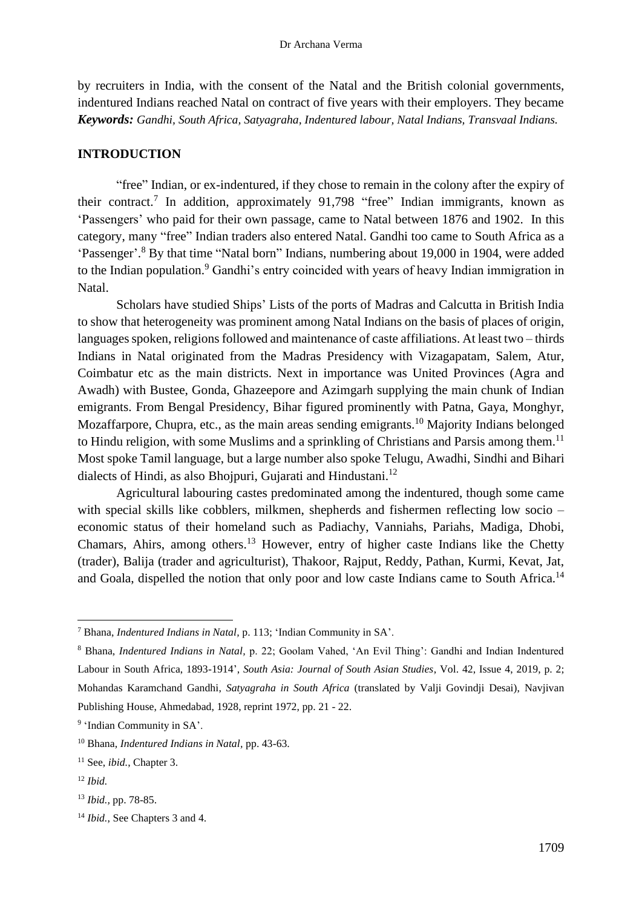by recruiters in India, with the consent of the Natal and the British colonial governments, indentured Indians reached Natal on contract of five years with their employers. They became

***Keywords:*** *Gandhi, South Africa, Satyagraha, Indentured labour, Natal Indians, Transvaal Indians.*

## INTRODUCTION

"free" Indian, or ex-indentured, if they chose to remain in the colony after the expiry of their contract.[7] In addition, approximately 91,798 "free" Indian immigrants, known as 'Passengers' who paid for their own passage, came to Natal between 1876 and 1902. In this category, many "free" Indian traders also entered Natal. Gandhi too came to South Africa as a 'Passenger'.[8] By that time "Natal born" Indians, numbering about 19,000 in 1904, were added to the Indian population.[9] Gandhi's entry coincided with years of heavy Indian immigration in Natal.

Scholars have studied Ships' Lists of the ports of Madras and Calcutta in British India to show that heterogeneity was prominent among Natal Indians on the basis of places of origin, languages spoken, religions followed and maintenance of caste affiliations. At least two – thirds Indians in Natal originated from the Madras Presidency with Vizagapatam, Salem, Atur, Coimbatur etc as the main districts. Next in importance was United Provinces (Agra and Awadh) with Bustee, Gonda, Ghazeepore and Azimgarh supplying the main chunk of Indian emigrants. From Bengal Presidency, Bihar figured prominently with Patna, Gaya, Monghyr, Mozaffarpore, Chupra, etc., as the main areas sending emigrants.[10] Majority Indians belonged to Hindu religion, with some Muslims and a sprinkling of Christians and Parsis among them.[11] Most spoke Tamil language, but a large number also spoke Telugu, Awadhi, Sindhi and Bihari dialects of Hindi, as also Bhojpuri, Gujarati and Hindustani.[12]

Agricultural labouring castes predominated among the indentured, though some came with special skills like cobblers, milkmen, shepherds and fishermen reflecting low socio – economic status of their homeland such as Padiachy, Vanniahs, Pariahs, Madiga, Dhobi, Chamars, Ahirs, among others.[13] However, entry of higher caste Indians like the Chetty (trader), Balija (trader and agriculturist), Thakoor, Rajput, Reddy, Pathan, Kurmi, Kevat, Jat, and Goala, dispelled the notion that only poor and low caste Indians came to South Africa.[14]

---

[7] Bhana, *Indentured Indians in Natal*, p. 113; 'Indian Community in SA'.

[8] Bhana, *Indentured Indians in Natal*, p. 22; Goolam Vahed, 'An Evil Thing': Gandhi and Indian Indentured Labour in South Africa, 1893-1914', *South Asia: Journal of South Asian Studies*, Vol. 42, Issue 4, 2019, p. 2; Mohandas Karamchand Gandhi, *Satyagraha in South Africa* (translated by Valji Govindji Desai), Navjivan Publishing House, Ahmedabad, 1928, reprint 1972, pp. 21 - 22.

[9] 'Indian Community in SA'.

[10] Bhana, *Indentured Indians in Natal*, pp. 43-63.

[11] See, *ibid.*, Chapter 3.

[12] *Ibid.*

[13] *Ibid.*, pp. 78-85.

[14] *Ibid.*, See Chapters 3 and 4.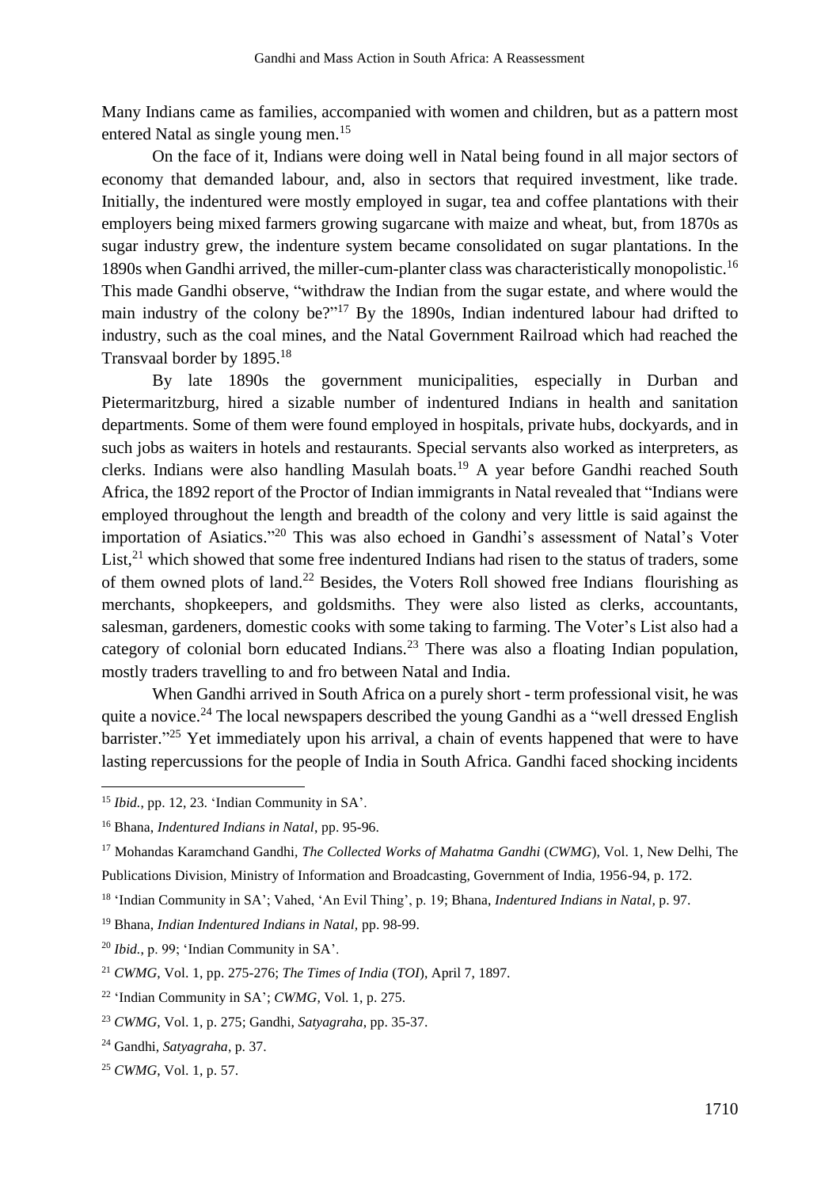Many Indians came as families, accompanied with women and children, but as a pattern most entered Natal as single young men.[15]

On the face of it, Indians were doing well in Natal being found in all major sectors of economy that demanded labour, and, also in sectors that required investment, like trade. Initially, the indentured were mostly employed in sugar, tea and coffee plantations with their employers being mixed farmers growing sugarcane with maize and wheat, but, from 1870s as sugar industry grew, the indenture system became consolidated on sugar plantations. In the 1890s when Gandhi arrived, the miller-cum-planter class was characteristically monopolistic.[16] This made Gandhi observe, "withdraw the Indian from the sugar estate, and where would the main industry of the colony be?"[17] By the 1890s, Indian indentured labour had drifted to industry, such as the coal mines, and the Natal Government Railroad which had reached the Transvaal border by 1895.[18]

By late 1890s the government municipalities, especially in Durban and Pietermaritzburg, hired a sizable number of indentured Indians in health and sanitation departments. Some of them were found employed in hospitals, private hubs, dockyards, and in such jobs as waiters in hotels and restaurants. Special servants also worked as interpreters, as clerks. Indians were also handling Masulah boats.[19] A year before Gandhi reached South Africa, the 1892 report of the Proctor of Indian immigrants in Natal revealed that "Indians were employed throughout the length and breadth of the colony and very little is said against the importation of Asiatics."[20] This was also echoed in Gandhi's assessment of Natal's Voter List,[21] which showed that some free indentured Indians had risen to the status of traders, some of them owned plots of land.[22] Besides, the Voters Roll showed free Indians flourishing as merchants, shopkeepers, and goldsmiths. They were also listed as clerks, accountants, salesman, gardeners, domestic cooks with some taking to farming. The Voter's List also had a category of colonial born educated Indians.[23] There was also a floating Indian population, mostly traders travelling to and fro between Natal and India.

When Gandhi arrived in South Africa on a purely short - term professional visit, he was quite a novice.[24] The local newspapers described the young Gandhi as a "well dressed English barrister."[25] Yet immediately upon his arrival, a chain of events happened that were to have lasting repercussions for the people of India in South Africa. Gandhi faced shocking incidents

---

[15] *Ibid.*, pp. 12, 23. 'Indian Community in SA'.

[16] Bhana, *Indentured Indians in Natal*, pp. 95-96.

[17] Mohandas Karamchand Gandhi, *The Collected Works of Mahatma Gandhi* (*CWMG*), Vol. 1, New Delhi, The Publications Division, Ministry of Information and Broadcasting, Government of India, 1956-94, p. 172.

[18] 'Indian Community in SA'; Vahed, 'An Evil Thing', p. 19; Bhana, *Indentured Indians in Natal*, p. 97.

[19] Bhana, *Indian Indentured Indians in Natal*, pp. 98-99.

[20] *Ibid.*, p. 99; 'Indian Community in SA'.

[21] *CWMG*, Vol. 1, pp. 275-276; *The Times of India* (*TOI*), April 7, 1897.

[22] 'Indian Community in SA'; *CWMG*, Vol. 1, p. 275.

[23] *CWMG*, Vol. 1, p. 275; Gandhi, *Satyagraha*, pp. 35-37.

[24] Gandhi, *Satyagraha*, p. 37.

[25] *CWMG*, Vol. 1, p. 57.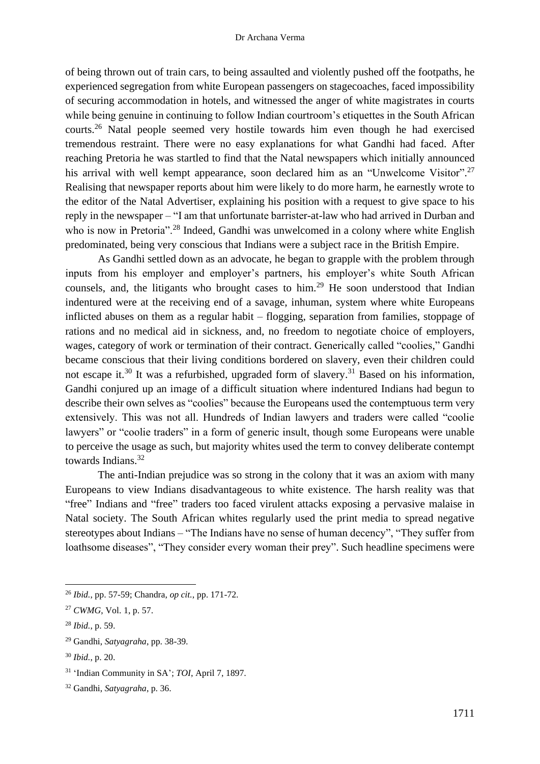of being thrown out of train cars, to being assaulted and violently pushed off the footpaths, he experienced segregation from white European passengers on stagecoaches, faced impossibility of securing accommodation in hotels, and witnessed the anger of white magistrates in courts while being genuine in continuing to follow Indian courtroom's etiquettes in the South African courts.[26] Natal people seemed very hostile towards him even though he had exercised tremendous restraint. There were no easy explanations for what Gandhi had faced. After reaching Pretoria he was startled to find that the Natal newspapers which initially announced his arrival with well kempt appearance, soon declared him as an "Unwelcome Visitor".[27] Realising that newspaper reports about him were likely to do more harm, he earnestly wrote to the editor of the Natal Advertiser, explaining his position with a request to give space to his reply in the newspaper – "I am that unfortunate barrister-at-law who had arrived in Durban and who is now in Pretoria".[28] Indeed, Gandhi was unwelcomed in a colony where white English predominated, being very conscious that Indians were a subject race in the British Empire.

As Gandhi settled down as an advocate, he began to grapple with the problem through inputs from his employer and employer's partners, his employer's white South African counsels, and, the litigants who brought cases to him.[29] He soon understood that Indian indentured were at the receiving end of a savage, inhuman, system where white Europeans inflicted abuses on them as a regular habit – flogging, separation from families, stoppage of rations and no medical aid in sickness, and, no freedom to negotiate choice of employers, wages, category of work or termination of their contract. Generically called "coolies," Gandhi became conscious that their living conditions bordered on slavery, even their children could not escape it.[30] It was a refurbished, upgraded form of slavery.[31] Based on his information, Gandhi conjured up an image of a difficult situation where indentured Indians had begun to describe their own selves as "coolies" because the Europeans used the contemptuous term very extensively. This was not all. Hundreds of Indian lawyers and traders were called "coolie lawyers" or "coolie traders" in a form of generic insult, though some Europeans were unable to perceive the usage as such, but majority whites used the term to convey deliberate contempt towards Indians.[32]

The anti-Indian prejudice was so strong in the colony that it was an axiom with many Europeans to view Indians disadvantageous to white existence. The harsh reality was that "free" Indians and "free" traders too faced virulent attacks exposing a pervasive malaise in Natal society. The South African whites regularly used the print media to spread negative stereotypes about Indians – "The Indians have no sense of human decency", "They suffer from loathsome diseases", "They consider every woman their prey". Such headline specimens were

---

[26] *Ibid.*, pp. 57-59; Chandra, *op cit.*, pp. 171-72.

[27] *CWMG*, Vol. 1, p. 57.

[28] *Ibid.*, p. 59.

[29] Gandhi, *Satyagraha*, pp. 38-39.

[30] *Ibid.*, p. 20.

[31] 'Indian Community in SA'; *TOI*, April 7, 1897.

[32] Gandhi, *Satyagraha*, p. 36.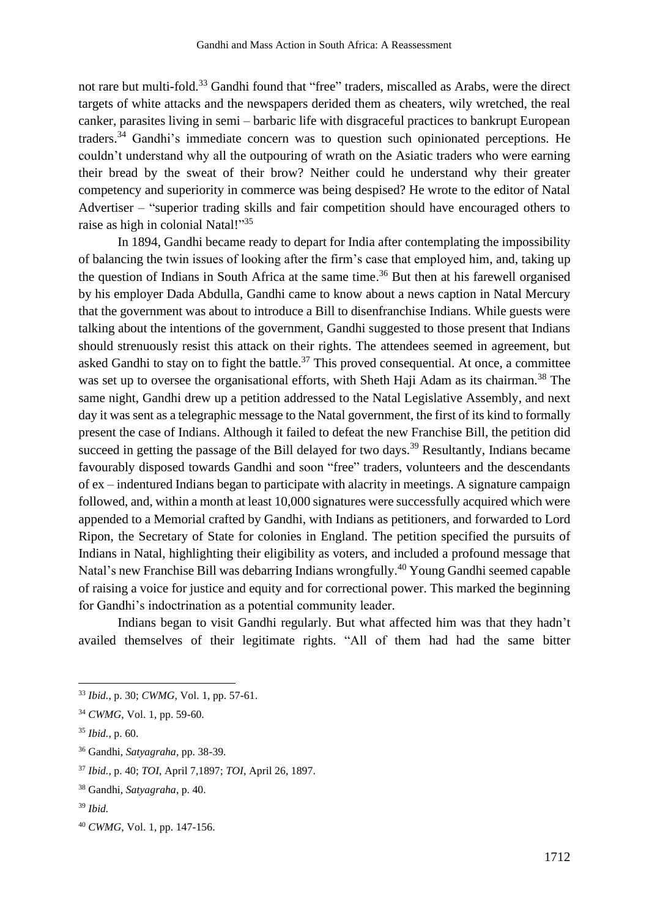not rare but multi-fold.[33] Gandhi found that "free" traders, miscalled as Arabs, were the direct targets of white attacks and the newspapers derided them as cheaters, wily wretched, the real canker, parasites living in semi – barbaric life with disgraceful practices to bankrupt European traders.[34] Gandhi's immediate concern was to question such opinionated perceptions. He couldn't understand why all the outpouring of wrath on the Asiatic traders who were earning their bread by the sweat of their brow? Neither could he understand why their greater competency and superiority in commerce was being despised? He wrote to the editor of Natal Advertiser – "superior trading skills and fair competition should have encouraged others to raise as high in colonial Natal!"[35]

In 1894, Gandhi became ready to depart for India after contemplating the impossibility of balancing the twin issues of looking after the firm's case that employed him, and, taking up the question of Indians in South Africa at the same time.[36] But then at his farewell organised by his employer Dada Abdulla, Gandhi came to know about a news caption in Natal Mercury that the government was about to introduce a Bill to disenfranchise Indians. While guests were talking about the intentions of the government, Gandhi suggested to those present that Indians should strenuously resist this attack on their rights. The attendees seemed in agreement, but asked Gandhi to stay on to fight the battle.[37] This proved consequential. At once, a committee was set up to oversee the organisational efforts, with Sheth Haji Adam as its chairman.[38] The same night, Gandhi drew up a petition addressed to the Natal Legislative Assembly, and next day it was sent as a telegraphic message to the Natal government, the first of its kind to formally present the case of Indians. Although it failed to defeat the new Franchise Bill, the petition did succeed in getting the passage of the Bill delayed for two days.[39] Resultantly, Indians became favourably disposed towards Gandhi and soon "free" traders, volunteers and the descendants of ex – indentured Indians began to participate with alacrity in meetings. A signature campaign followed, and, within a month at least 10,000 signatures were successfully acquired which were appended to a Memorial crafted by Gandhi, with Indians as petitioners, and forwarded to Lord Ripon, the Secretary of State for colonies in England. The petition specified the pursuits of Indians in Natal, highlighting their eligibility as voters, and included a profound message that Natal's new Franchise Bill was debarring Indians wrongfully.[40] Young Gandhi seemed capable of raising a voice for justice and equity and for correctional power. This marked the beginning for Gandhi's indoctrination as a potential community leader.

Indians began to visit Gandhi regularly. But what affected him was that they hadn't availed themselves of their legitimate rights. "All of them had had the same bitter

---

[33] *Ibid.*, p. 30; *CWMG*, Vol. 1, pp. 57-61.

[34] *CWMG*, Vol. 1, pp. 59-60.

[35] *Ibid.*, p. 60.

[36] Gandhi, *Satyagraha*, pp. 38-39.

[37] *Ibid.*, p. 40; *TOI*, April 7,1897; *TOI*, April 26, 1897.

[38] Gandhi, *Satyagraha*, p. 40.

[39] *Ibid.*

[40] *CWMG*, Vol. 1, pp. 147-156.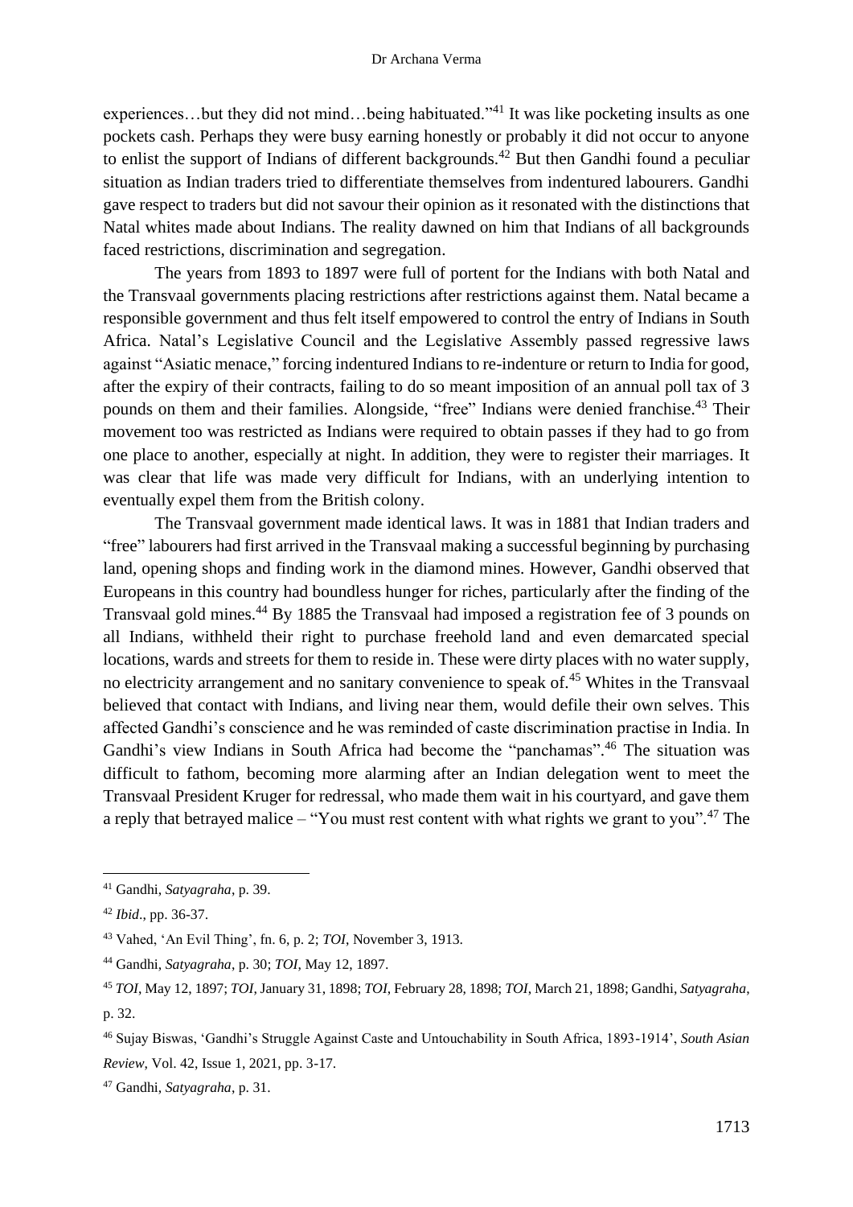experiences…but they did not mind…being habituated."[41] It was like pocketing insults as one pockets cash. Perhaps they were busy earning honestly or probably it did not occur to anyone to enlist the support of Indians of different backgrounds.[42] But then Gandhi found a peculiar situation as Indian traders tried to differentiate themselves from indentured labourers. Gandhi gave respect to traders but did not savour their opinion as it resonated with the distinctions that Natal whites made about Indians. The reality dawned on him that Indians of all backgrounds faced restrictions, discrimination and segregation.

The years from 1893 to 1897 were full of portent for the Indians with both Natal and the Transvaal governments placing restrictions after restrictions against them. Natal became a responsible government and thus felt itself empowered to control the entry of Indians in South Africa. Natal's Legislative Council and the Legislative Assembly passed regressive laws against "Asiatic menace," forcing indentured Indians to re-indenture or return to India for good, after the expiry of their contracts, failing to do so meant imposition of an annual poll tax of 3 pounds on them and their families. Alongside, "free" Indians were denied franchise.[43] Their movement too was restricted as Indians were required to obtain passes if they had to go from one place to another, especially at night. In addition, they were to register their marriages. It was clear that life was made very difficult for Indians, with an underlying intention to eventually expel them from the British colony.

The Transvaal government made identical laws. It was in 1881 that Indian traders and "free" labourers had first arrived in the Transvaal making a successful beginning by purchasing land, opening shops and finding work in the diamond mines. However, Gandhi observed that Europeans in this country had boundless hunger for riches, particularly after the finding of the Transvaal gold mines.[44] By 1885 the Transvaal had imposed a registration fee of 3 pounds on all Indians, withheld their right to purchase freehold land and even demarcated special locations, wards and streets for them to reside in. These were dirty places with no water supply, no electricity arrangement and no sanitary convenience to speak of.[45] Whites in the Transvaal believed that contact with Indians, and living near them, would defile their own selves. This affected Gandhi's conscience and he was reminded of caste discrimination practise in India. In Gandhi's view Indians in South Africa had become the "panchamas".[46] The situation was difficult to fathom, becoming more alarming after an Indian delegation went to meet the Transvaal President Kruger for redressal, who made them wait in his courtyard, and gave them a reply that betrayed malice – "You must rest content with what rights we grant to you".[47] The

---

[41] Gandhi, *Satyagraha*, p. 39.

[42] *Ibid*., pp. 36-37.

[43] Vahed, 'An Evil Thing', fn. 6, p. 2; *TOI*, November 3, 1913.

[44] Gandhi, *Satyagraha*, p. 30; *TOI*, May 12, 1897.

[45] *TOI*, May 12, 1897; *TOI*, January 31, 1898; *TOI*, February 28, 1898; *TOI*, March 21, 1898; Gandhi, *Satyagraha*, p. 32.

[46] Sujay Biswas, 'Gandhi's Struggle Against Caste and Untouchability in South Africa, 1893-1914', *South Asian Review*, Vol. 42, Issue 1, 2021, pp. 3-17.

[47] Gandhi, *Satyagraha*, p. 31.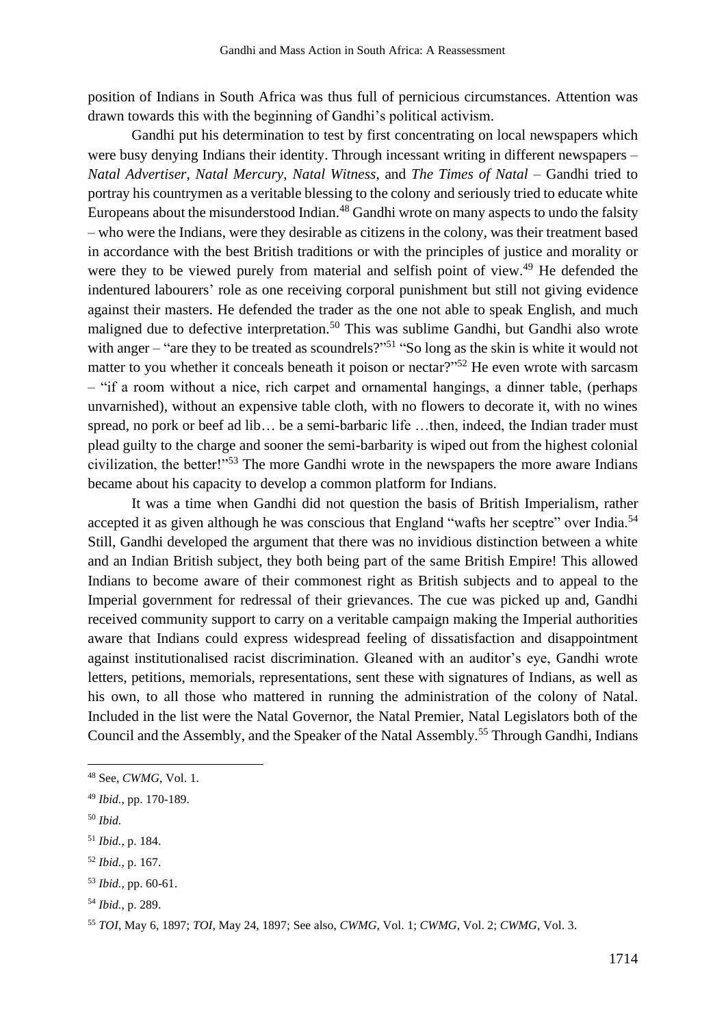position of Indians in South Africa was thus full of pernicious circumstances. Attention was drawn towards this with the beginning of Gandhi's political activism.

Gandhi put his determination to test by first concentrating on local newspapers which were busy denying Indians their identity. Through incessant writing in different newspapers – *Natal Advertiser*, *Natal Mercury*, *Natal Witness*, and *The Times of Natal* – Gandhi tried to portray his countrymen as a veritable blessing to the colony and seriously tried to educate white Europeans about the misunderstood Indian.[48] Gandhi wrote on many aspects to undo the falsity – who were the Indians, were they desirable as citizens in the colony, was their treatment based in accordance with the best British traditions or with the principles of justice and morality or were they to be viewed purely from material and selfish point of view.[49] He defended the indentured labourers' role as one receiving corporal punishment but still not giving evidence against their masters. He defended the trader as the one not able to speak English, and much maligned due to defective interpretation.[50] This was sublime Gandhi, but Gandhi also wrote with anger – "are they to be treated as scoundrels?"[51] "So long as the skin is white it would not matter to you whether it conceals beneath it poison or nectar?"[52] He even wrote with sarcasm – "if a room without a nice, rich carpet and ornamental hangings, a dinner table, (perhaps unvarnished), without an expensive table cloth, with no flowers to decorate it, with no wines spread, no pork or beef ad lib… be a semi-barbaric life …then, indeed, the Indian trader must plead guilty to the charge and sooner the semi-barbarity is wiped out from the highest colonial civilization, the better!"[53] The more Gandhi wrote in the newspapers the more aware Indians became about his capacity to develop a common platform for Indians.

It was a time when Gandhi did not question the basis of British Imperialism, rather accepted it as given although he was conscious that England "wafts her sceptre" over India.[54] Still, Gandhi developed the argument that there was no invidious distinction between a white and an Indian British subject, they both being part of the same British Empire! This allowed Indians to become aware of their commonest right as British subjects and to appeal to the Imperial government for redressal of their grievances. The cue was picked up and, Gandhi received community support to carry on a veritable campaign making the Imperial authorities aware that Indians could express widespread feeling of dissatisfaction and disappointment against institutionalised racist discrimination. Gleaned with an auditor's eye, Gandhi wrote letters, petitions, memorials, representations, sent these with signatures of Indians, as well as his own, to all those who mattered in running the administration of the colony of Natal. Included in the list were the Natal Governor, the Natal Premier, Natal Legislators both of the Council and the Assembly, and the Speaker of the Natal Assembly.[55] Through Gandhi, Indians

---

[48] See, *CWMG*, Vol. 1.

[49] *Ibid.*, pp. 170-189.

[50] *Ibid.*

[51] *Ibid.*, p. 184.

[52] *Ibid.*, p. 167.

[53] *Ibid.*, pp. 60-61.

[54] *Ibid.*, p. 289.

[55] *TOI*, May 6, 1897; *TOI*, May 24, 1897; See also, *CWMG*, Vol. 1; *CWMG*, Vol. 2; *CWMG*, Vol. 3.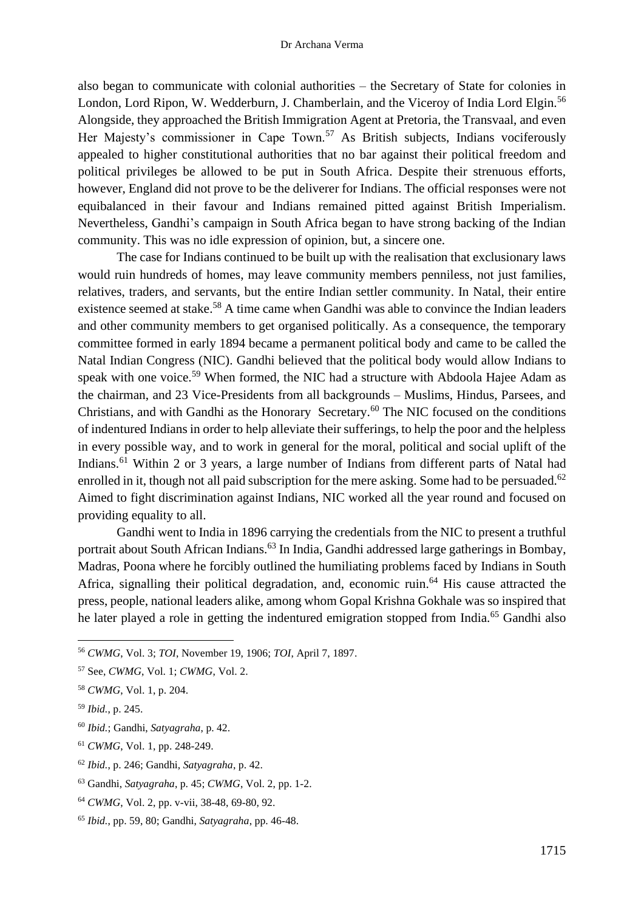also began to communicate with colonial authorities – the Secretary of State for colonies in London, Lord Ripon, W. Wedderburn, J. Chamberlain, and the Viceroy of India Lord Elgin.[56] Alongside, they approached the British Immigration Agent at Pretoria, the Transvaal, and even Her Majesty's commissioner in Cape Town.[57] As British subjects, Indians vociferously appealed to higher constitutional authorities that no bar against their political freedom and political privileges be allowed to be put in South Africa. Despite their strenuous efforts, however, England did not prove to be the deliverer for Indians. The official responses were not equibalanced in their favour and Indians remained pitted against British Imperialism. Nevertheless, Gandhi's campaign in South Africa began to have strong backing of the Indian community. This was no idle expression of opinion, but, a sincere one.

The case for Indians continued to be built up with the realisation that exclusionary laws would ruin hundreds of homes, may leave community members penniless, not just families, relatives, traders, and servants, but the entire Indian settler community. In Natal, their entire existence seemed at stake.[58] A time came when Gandhi was able to convince the Indian leaders and other community members to get organised politically. As a consequence, the temporary committee formed in early 1894 became a permanent political body and came to be called the Natal Indian Congress (NIC). Gandhi believed that the political body would allow Indians to speak with one voice.[59] When formed, the NIC had a structure with Abdoola Hajee Adam as the chairman, and 23 Vice-Presidents from all backgrounds – Muslims, Hindus, Parsees, and Christians, and with Gandhi as the Honorary Secretary.[60] The NIC focused on the conditions of indentured Indians in order to help alleviate their sufferings, to help the poor and the helpless in every possible way, and to work in general for the moral, political and social uplift of the Indians.[61] Within 2 or 3 years, a large number of Indians from different parts of Natal had enrolled in it, though not all paid subscription for the mere asking. Some had to be persuaded.[62] Aimed to fight discrimination against Indians, NIC worked all the year round and focused on providing equality to all.

Gandhi went to India in 1896 carrying the credentials from the NIC to present a truthful portrait about South African Indians.[63] In India, Gandhi addressed large gatherings in Bombay, Madras, Poona where he forcibly outlined the humiliating problems faced by Indians in South Africa, signalling their political degradation, and, economic ruin.[64] His cause attracted the press, people, national leaders alike, among whom Gopal Krishna Gokhale was so inspired that he later played a role in getting the indentured emigration stopped from India.[65] Gandhi also

---

[56] *CWMG*, Vol. 3; *TOI*, November 19, 1906; *TOI*, April 7, 1897.

[57] See, *CWMG*, Vol. 1; *CWMG*, Vol. 2.

[58] *CWMG*, Vol. 1, p. 204.

[59] *Ibid.*, p. 245.

[60] *Ibid.*; Gandhi, *Satyagraha*, p. 42.

[61] *CWMG*, Vol. 1, pp. 248-249.

[62] *Ibid.*, p. 246; Gandhi, *Satyagraha*, p. 42.

[63] Gandhi, *Satyagraha*, p. 45; *CWMG*, Vol. 2, pp. 1-2.

[64] *CWMG*, Vol. 2, pp. v-vii, 38-48, 69-80, 92.

[65] *Ibid.*, pp. 59, 80; Gandhi, *Satyagraha*, pp. 46-48.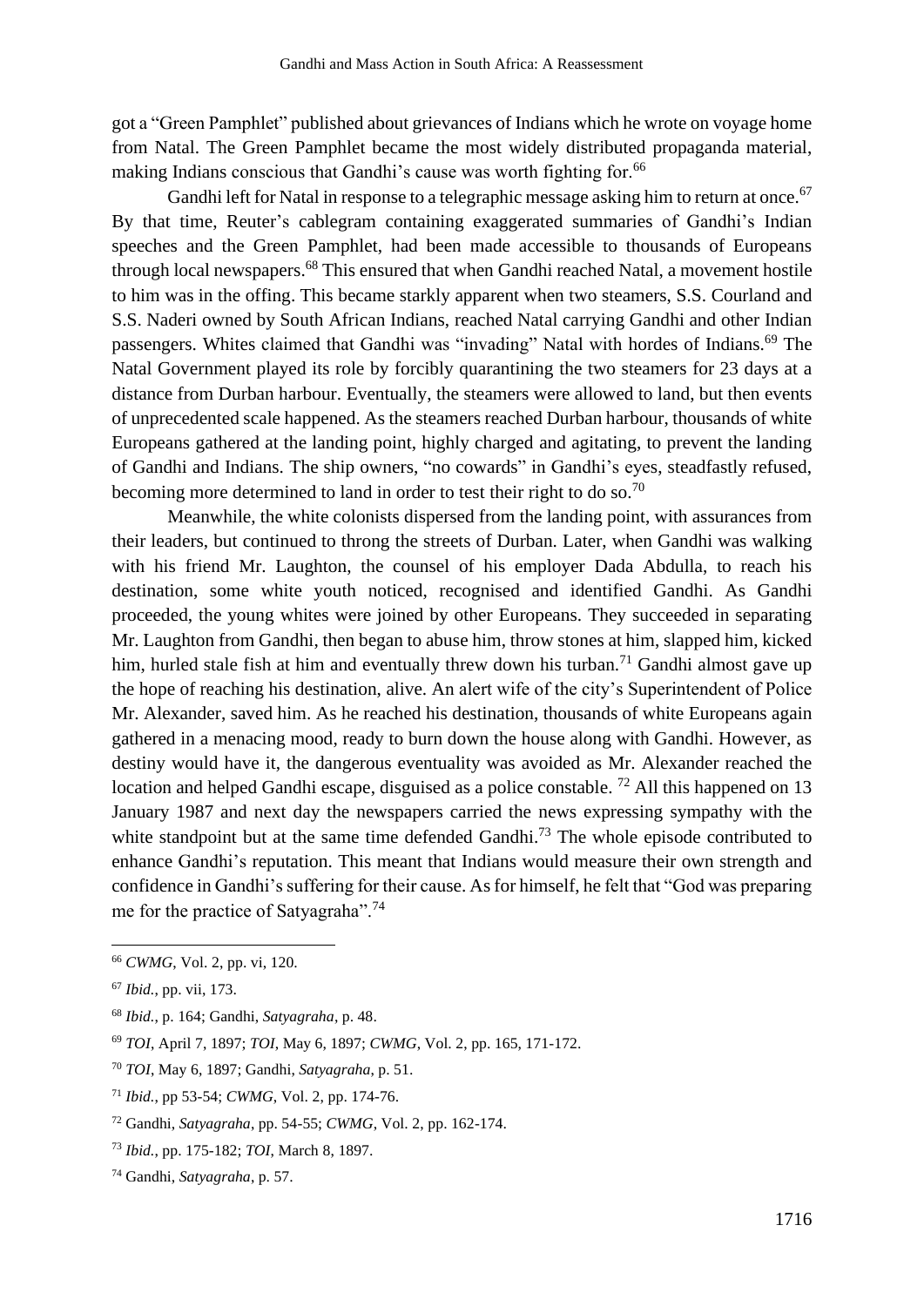got a "Green Pamphlet" published about grievances of Indians which he wrote on voyage home from Natal. The Green Pamphlet became the most widely distributed propaganda material, making Indians conscious that Gandhi's cause was worth fighting for.[66]

Gandhi left for Natal in response to a telegraphic message asking him to return at once.[67] By that time, Reuter's cablegram containing exaggerated summaries of Gandhi's Indian speeches and the Green Pamphlet, had been made accessible to thousands of Europeans through local newspapers.[68] This ensured that when Gandhi reached Natal, a movement hostile to him was in the offing. This became starkly apparent when two steamers, S.S. Courland and S.S. Naderi owned by South African Indians, reached Natal carrying Gandhi and other Indian passengers. Whites claimed that Gandhi was "invading" Natal with hordes of Indians.[69] The Natal Government played its role by forcibly quarantining the two steamers for 23 days at a distance from Durban harbour. Eventually, the steamers were allowed to land, but then events of unprecedented scale happened. As the steamers reached Durban harbour, thousands of white Europeans gathered at the landing point, highly charged and agitating, to prevent the landing of Gandhi and Indians. The ship owners, "no cowards" in Gandhi's eyes, steadfastly refused, becoming more determined to land in order to test their right to do so.[70]

Meanwhile, the white colonists dispersed from the landing point, with assurances from their leaders, but continued to throng the streets of Durban. Later, when Gandhi was walking with his friend Mr. Laughton, the counsel of his employer Dada Abdulla, to reach his destination, some white youth noticed, recognised and identified Gandhi. As Gandhi proceeded, the young whites were joined by other Europeans. They succeeded in separating Mr. Laughton from Gandhi, then began to abuse him, throw stones at him, slapped him, kicked him, hurled stale fish at him and eventually threw down his turban.[71] Gandhi almost gave up the hope of reaching his destination, alive. An alert wife of the city's Superintendent of Police Mr. Alexander, saved him. As he reached his destination, thousands of white Europeans again gathered in a menacing mood, ready to burn down the house along with Gandhi. However, as destiny would have it, the dangerous eventuality was avoided as Mr. Alexander reached the location and helped Gandhi escape, disguised as a police constable. [72] All this happened on 13 January 1987 and next day the newspapers carried the news expressing sympathy with the white standpoint but at the same time defended Gandhi.[73] The whole episode contributed to enhance Gandhi's reputation. This meant that Indians would measure their own strength and confidence in Gandhi's suffering for their cause. As for himself, he felt that "God was preparing me for the practice of Satyagraha".[74]

---

[66] *CWMG*, Vol. 2, pp. vi, 120.

[67] *Ibid.*, pp. vii, 173.

[68] *Ibid.*, p. 164; Gandhi, *Satyagraha*, p. 48.

[69] *TOI*, April 7, 1897; *TOI*, May 6, 1897; *CWMG*, Vol. 2, pp. 165, 171-172.

[70] *TOI*, May 6, 1897; Gandhi, *Satyagraha*, p. 51.

[71] *Ibid.*, pp 53-54; *CWMG*, Vol. 2, pp. 174-76.

[72] Gandhi, *Satyagraha*, pp. 54-55; *CWMG*, Vol. 2, pp. 162-174.

[73] *Ibid.*, pp. 175-182; *TOI*, March 8, 1897.

[74] Gandhi, *Satyagraha*, p. 57.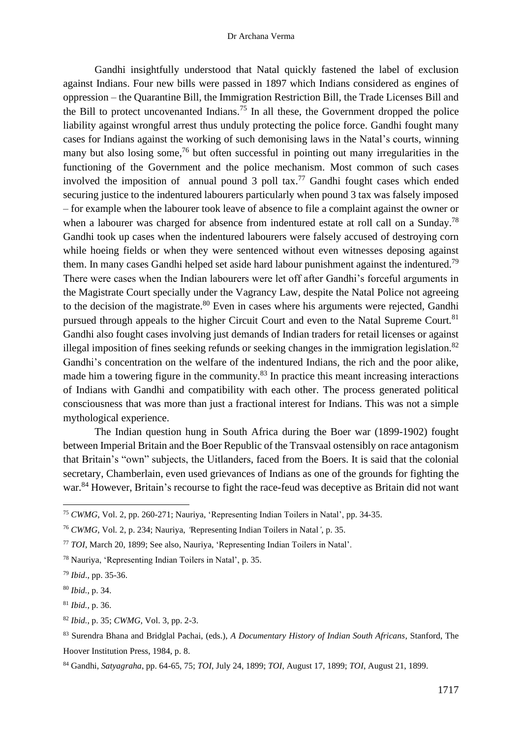Gandhi insightfully understood that Natal quickly fastened the label of exclusion against Indians. Four new bills were passed in 1897 which Indians considered as engines of oppression – the Quarantine Bill, the Immigration Restriction Bill, the Trade Licenses Bill and the Bill to protect uncovenanted Indians.[75] In all these, the Government dropped the police liability against wrongful arrest thus unduly protecting the police force. Gandhi fought many cases for Indians against the working of such demonising laws in the Natal's courts, winning many but also losing some,[76] but often successful in pointing out many irregularities in the functioning of the Government and the police mechanism. Most common of such cases involved the imposition of annual pound 3 poll tax.[77] Gandhi fought cases which ended securing justice to the indentured labourers particularly when pound 3 tax was falsely imposed – for example when the labourer took leave of absence to file a complaint against the owner or when a labourer was charged for absence from indentured estate at roll call on a Sunday.[78] Gandhi took up cases when the indentured labourers were falsely accused of destroying corn while hoeing fields or when they were sentenced without even witnesses deposing against them. In many cases Gandhi helped set aside hard labour punishment against the indentured.[79] There were cases when the Indian labourers were let off after Gandhi's forceful arguments in the Magistrate Court specially under the Vagrancy Law, despite the Natal Police not agreeing to the decision of the magistrate.[80] Even in cases where his arguments were rejected, Gandhi pursued through appeals to the higher Circuit Court and even to the Natal Supreme Court.[81] Gandhi also fought cases involving just demands of Indian traders for retail licenses or against illegal imposition of fines seeking refunds or seeking changes in the immigration legislation.[82] Gandhi's concentration on the welfare of the indentured Indians, the rich and the poor alike, made him a towering figure in the community.[83] In practice this meant increasing interactions of Indians with Gandhi and compatibility with each other. The process generated political consciousness that was more than just a fractional interest for Indians. This was not a simple mythological experience.

The Indian question hung in South Africa during the Boer war (1899-1902) fought between Imperial Britain and the Boer Republic of the Transvaal ostensibly on race antagonism that Britain's "own" subjects, the Uitlanders, faced from the Boers. It is said that the colonial secretary, Chamberlain, even used grievances of Indians as one of the grounds for fighting the war.[84] However, Britain's recourse to fight the race-feud was deceptive as Britain did not want

---

[75] *CWMG*, Vol. 2, pp. 260-271; Nauriya, 'Representing Indian Toilers in Natal', pp. 34-35.

[76] *CWMG*, Vol. 2, p. 234; Nauriya, *'*Representing Indian Toilers in Natal*'*, p. 35.

[77] *TOI*, March 20, 1899; See also, Nauriya, 'Representing Indian Toilers in Natal'.

[78] Nauriya, 'Representing Indian Toilers in Natal', p. 35.

[79] *Ibid*., pp. 35-36.

[80] *Ibid.*, p. 34.

[81] *Ibid.*, p. 36.

[82] *Ibid.*, p. 35; *CWMG*, Vol. 3, pp. 2-3.

[83] Surendra Bhana and Bridglal Pachai, (eds.), *A Documentary History of Indian South Africans*, Stanford, The Hoover Institution Press, 1984, p. 8.

[84] Gandhi, *Satyagraha*, pp. 64-65, 75; *TOI*, July 24, 1899; *TOI*, August 17, 1899; *TOI*, August 21, 1899.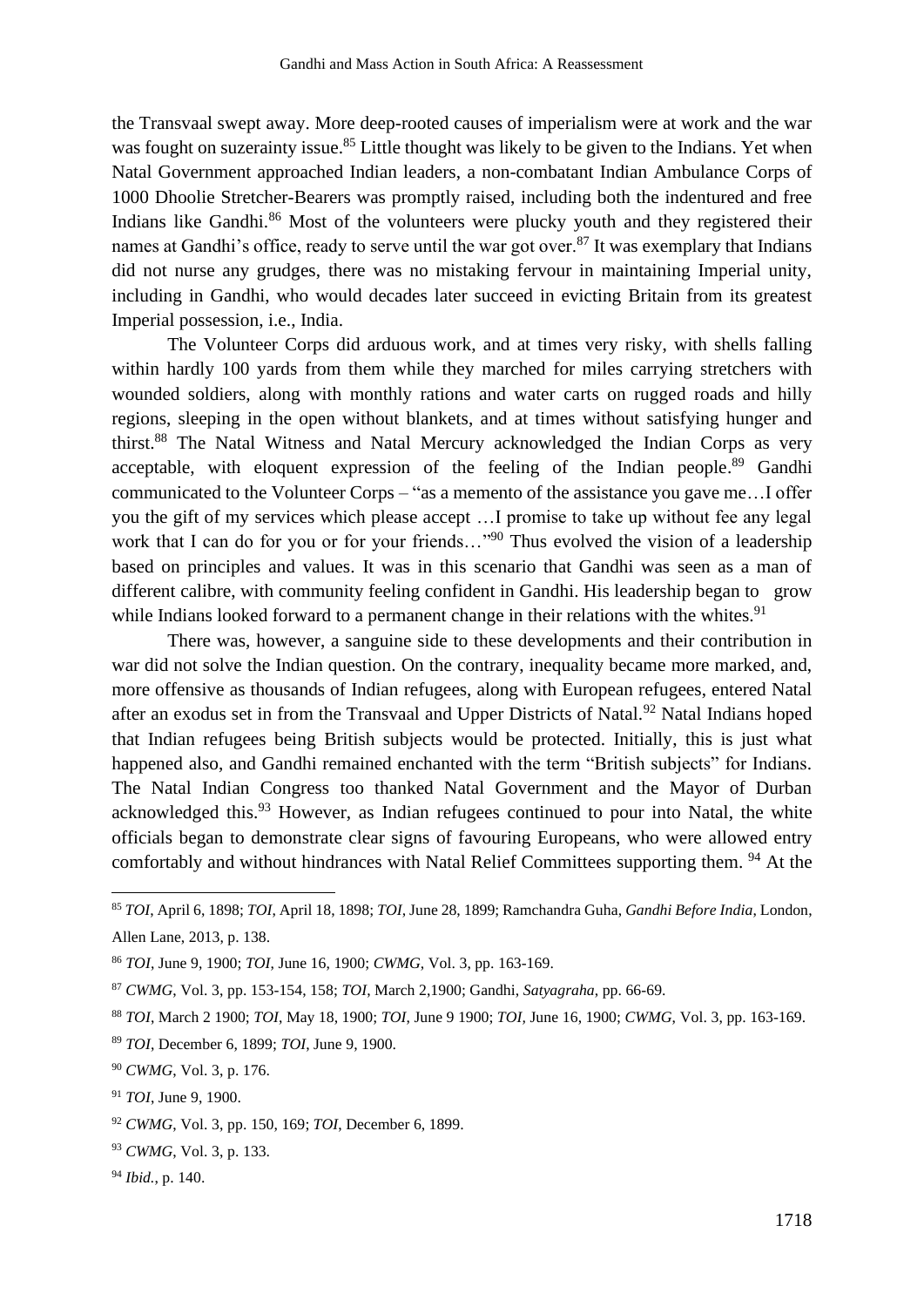the Transvaal swept away. More deep-rooted causes of imperialism were at work and the war was fought on suzerainty issue.[85] Little thought was likely to be given to the Indians. Yet when Natal Government approached Indian leaders, a non-combatant Indian Ambulance Corps of 1000 Dhoolie Stretcher-Bearers was promptly raised, including both the indentured and free Indians like Gandhi.[86] Most of the volunteers were plucky youth and they registered their names at Gandhi's office, ready to serve until the war got over.[87] It was exemplary that Indians did not nurse any grudges, there was no mistaking fervour in maintaining Imperial unity, including in Gandhi, who would decades later succeed in evicting Britain from its greatest Imperial possession, i.e., India.

The Volunteer Corps did arduous work, and at times very risky, with shells falling within hardly 100 yards from them while they marched for miles carrying stretchers with wounded soldiers, along with monthly rations and water carts on rugged roads and hilly regions, sleeping in the open without blankets, and at times without satisfying hunger and thirst.[88] The Natal Witness and Natal Mercury acknowledged the Indian Corps as very acceptable, with eloquent expression of the feeling of the Indian people.[89] Gandhi communicated to the Volunteer Corps – "as a memento of the assistance you gave me…I offer you the gift of my services which please accept …I promise to take up without fee any legal work that I can do for you or for your friends…"[90] Thus evolved the vision of a leadership based on principles and values. It was in this scenario that Gandhi was seen as a man of different calibre, with community feeling confident in Gandhi. His leadership began to grow while Indians looked forward to a permanent change in their relations with the whites.[91]

There was, however, a sanguine side to these developments and their contribution in war did not solve the Indian question. On the contrary, inequality became more marked, and, more offensive as thousands of Indian refugees, along with European refugees, entered Natal after an exodus set in from the Transvaal and Upper Districts of Natal.[92] Natal Indians hoped that Indian refugees being British subjects would be protected. Initially, this is just what happened also, and Gandhi remained enchanted with the term "British subjects" for Indians. The Natal Indian Congress too thanked Natal Government and the Mayor of Durban acknowledged this.[93] However, as Indian refugees continued to pour into Natal, the white officials began to demonstrate clear signs of favouring Europeans, who were allowed entry comfortably and without hindrances with Natal Relief Committees supporting them. [94] At the

---

[85] *TOI*, April 6, 1898; *TOI*, April 18, 1898; *TOI*, June 28, 1899; Ramchandra Guha, *Gandhi Before India*, London, Allen Lane, 2013, p. 138.

[86] *TOI*, June 9, 1900; *TOI*, June 16, 1900; *CWMG*, Vol. 3, pp. 163-169.

[87] *CWMG*, Vol. 3, pp. 153-154, 158; *TOI*, March 2,1900; Gandhi, *Satyagraha*, pp. 66-69.

[88] *TOI*, March 2 1900; *TOI*, May 18, 1900; *TOI*, June 9 1900; *TOI*, June 16, 1900; *CWMG*, Vol. 3, pp. 163-169.

[89] *TOI*, December 6, 1899; *TOI*, June 9, 1900.

[90] *CWMG*, Vol. 3, p. 176.

[91] *TOI*, June 9, 1900.

[92] *CWMG*, Vol. 3, pp. 150, 169; *TOI*, December 6, 1899.

[93] *CWMG*, Vol. 3, p. 133.

[94] *Ibid.*, p. 140.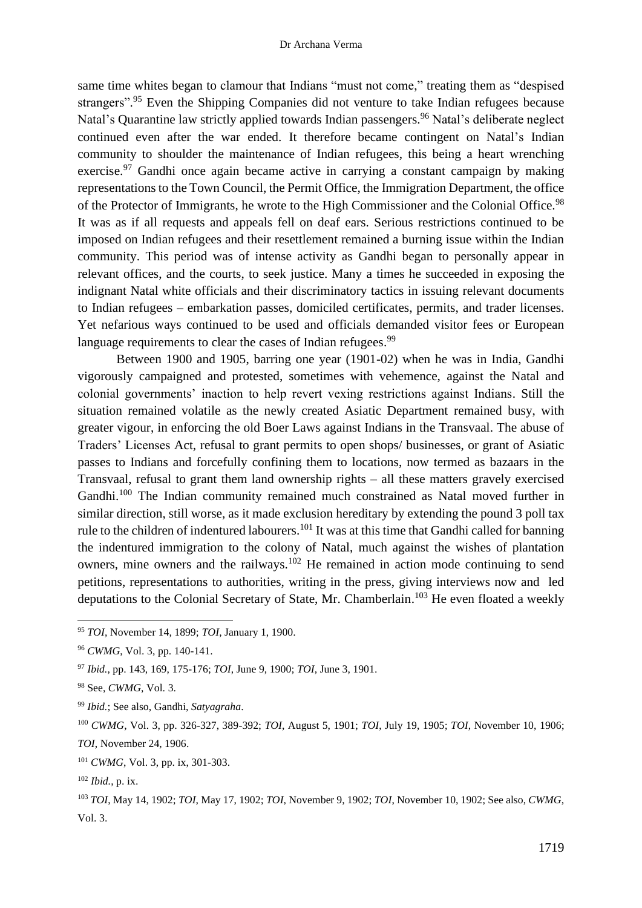same time whites began to clamour that Indians "must not come," treating them as "despised strangers".[95] Even the Shipping Companies did not venture to take Indian refugees because Natal's Quarantine law strictly applied towards Indian passengers.[96] Natal's deliberate neglect continued even after the war ended. It therefore became contingent on Natal's Indian community to shoulder the maintenance of Indian refugees, this being a heart wrenching exercise.[97] Gandhi once again became active in carrying a constant campaign by making representations to the Town Council, the Permit Office, the Immigration Department, the office of the Protector of Immigrants, he wrote to the High Commissioner and the Colonial Office.[98] It was as if all requests and appeals fell on deaf ears. Serious restrictions continued to be imposed on Indian refugees and their resettlement remained a burning issue within the Indian community. This period was of intense activity as Gandhi began to personally appear in relevant offices, and the courts, to seek justice. Many a times he succeeded in exposing the indignant Natal white officials and their discriminatory tactics in issuing relevant documents to Indian refugees – embarkation passes, domiciled certificates, permits, and trader licenses. Yet nefarious ways continued to be used and officials demanded visitor fees or European language requirements to clear the cases of Indian refugees.[99]

Between 1900 and 1905, barring one year (1901-02) when he was in India, Gandhi vigorously campaigned and protested, sometimes with vehemence, against the Natal and colonial governments' inaction to help revert vexing restrictions against Indians. Still the situation remained volatile as the newly created Asiatic Department remained busy, with greater vigour, in enforcing the old Boer Laws against Indians in the Transvaal. The abuse of Traders' Licenses Act, refusal to grant permits to open shops/ businesses, or grant of Asiatic passes to Indians and forcefully confining them to locations, now termed as bazaars in the Transvaal, refusal to grant them land ownership rights – all these matters gravely exercised Gandhi.[100] The Indian community remained much constrained as Natal moved further in similar direction, still worse, as it made exclusion hereditary by extending the pound 3 poll tax rule to the children of indentured labourers.[101] It was at this time that Gandhi called for banning the indentured immigration to the colony of Natal, much against the wishes of plantation owners, mine owners and the railways.[102] He remained in action mode continuing to send petitions, representations to authorities, writing in the press, giving interviews now and led deputations to the Colonial Secretary of State, Mr. Chamberlain.[103] He even floated a weekly

---

[95] *TOI*, November 14, 1899; *TOI*, January 1, 1900.

[96] *CWMG*, Vol. 3, pp. 140-141.

[97] *Ibid.*, pp. 143, 169, 175-176; *TOI*, June 9, 1900; *TOI*, June 3, 1901.

[98] See, *CWMG*, Vol. 3.

[99] *Ibid.*; See also, Gandhi, *Satyagraha*.

[100] *CWMG*, Vol. 3, pp. 326-327, 389-392; *TOI*, August 5, 1901; *TOI*, July 19, 1905; *TOI*, November 10, 1906; *TOI*, November 24, 1906.

[101] *CWMG*, Vol. 3, pp. ix, 301-303.

[102] *Ibid.*, p. ix.

[103] *TOI*, May 14, 1902; *TOI*, May 17, 1902; *TOI*, November 9, 1902; *TOI*, November 10, 1902; See also, *CWMG*, Vol. 3.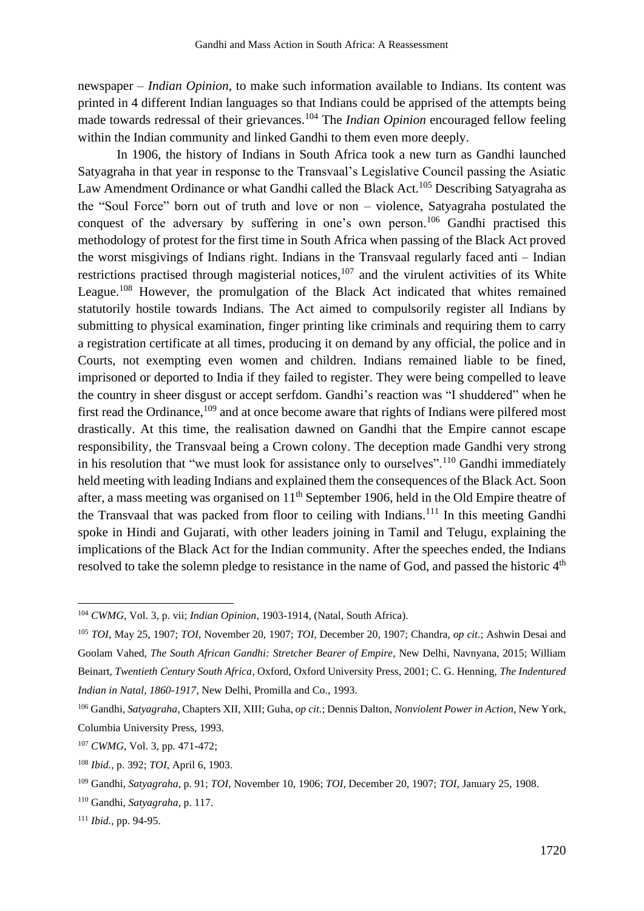newspaper – *Indian Opinion*, to make such information available to Indians. Its content was printed in 4 different Indian languages so that Indians could be apprised of the attempts being made towards redressal of their grievances.[104] The *Indian Opinion* encouraged fellow feeling within the Indian community and linked Gandhi to them even more deeply.

In 1906, the history of Indians in South Africa took a new turn as Gandhi launched Satyagraha in that year in response to the Transvaal's Legislative Council passing the Asiatic Law Amendment Ordinance or what Gandhi called the Black Act.[105] Describing Satyagraha as the "Soul Force" born out of truth and love or non – violence, Satyagraha postulated the conquest of the adversary by suffering in one's own person.[106] Gandhi practised this methodology of protest for the first time in South Africa when passing of the Black Act proved the worst misgivings of Indians right. Indians in the Transvaal regularly faced anti – Indian restrictions practised through magisterial notices,[107] and the virulent activities of its White League.[108] However, the promulgation of the Black Act indicated that whites remained statutorily hostile towards Indians. The Act aimed to compulsorily register all Indians by submitting to physical examination, finger printing like criminals and requiring them to carry a registration certificate at all times, producing it on demand by any official, the police and in Courts, not exempting even women and children. Indians remained liable to be fined, imprisoned or deported to India if they failed to register. They were being compelled to leave the country in sheer disgust or accept serfdom. Gandhi's reaction was "I shuddered" when he first read the Ordinance,[109] and at once become aware that rights of Indians were pilfered most drastically. At this time, the realisation dawned on Gandhi that the Empire cannot escape responsibility, the Transvaal being a Crown colony. The deception made Gandhi very strong in his resolution that "we must look for assistance only to ourselves".[110] Gandhi immediately held meeting with leading Indians and explained them the consequences of the Black Act. Soon after, a mass meeting was organised on 11th September 1906, held in the Old Empire theatre of the Transvaal that was packed from floor to ceiling with Indians.[111] In this meeting Gandhi spoke in Hindi and Gujarati, with other leaders joining in Tamil and Telugu, explaining the implications of the Black Act for the Indian community. After the speeches ended, the Indians resolved to take the solemn pledge to resistance in the name of God, and passed the historic 4th

---

[104] *CWMG*, Vol. 3, p. vii; *Indian Opinion*, 1903-1914, (Natal, South Africa).

[105] *TOI*, May 25, 1907; *TOI*, November 20, 1907; *TOI*, December 20, 1907; Chandra, *op cit.*; Ashwin Desai and Goolam Vahed, *The South African Gandhi: Stretcher Bearer of Empire*, New Delhi, Navnyana, 2015; William Beinart, *Twentieth Century South Africa*, Oxford, Oxford University Press, 2001; C. G. Henning, *The Indentured Indian in Natal, 1860-1917*, New Delhi, Promilla and Co., 1993.

[106] Gandhi, *Satyagraha*, Chapters XII, XIII; Guha, *op cit.*; Dennis Dalton, *Nonviolent Power in Action*, New York, Columbia University Press, 1993.

[107] *CWMG*, Vol. 3, pp. 471-472;

[108] *Ibid.*, p. 392; *TOI*, April 6, 1903.

[109] Gandhi, *Satyagraha*, p. 91; *TOI*, November 10, 1906; *TOI*, December 20, 1907; *TOI*, January 25, 1908.

[110] Gandhi, *Satyagraha*, p. 117.

[111] *Ibid.*, pp. 94-95.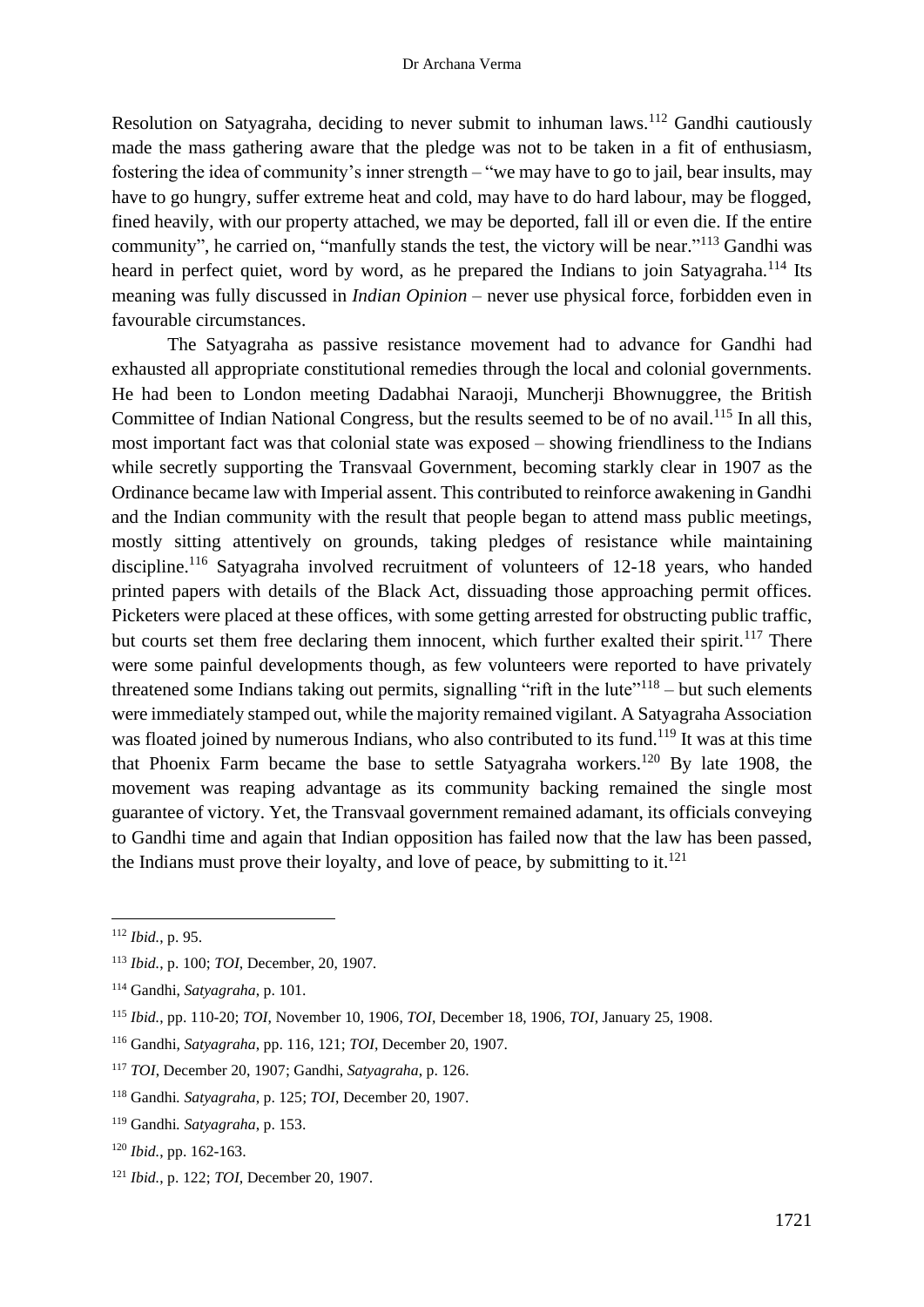Resolution on Satyagraha, deciding to never submit to inhuman laws.[112] Gandhi cautiously made the mass gathering aware that the pledge was not to be taken in a fit of enthusiasm, fostering the idea of community's inner strength – "we may have to go to jail, bear insults, may have to go hungry, suffer extreme heat and cold, may have to do hard labour, may be flogged, fined heavily, with our property attached, we may be deported, fall ill or even die. If the entire community", he carried on, "manfully stands the test, the victory will be near."[113] Gandhi was heard in perfect quiet, word by word, as he prepared the Indians to join Satyagraha.[114] Its meaning was fully discussed in *Indian Opinion* – never use physical force, forbidden even in favourable circumstances.

The Satyagraha as passive resistance movement had to advance for Gandhi had exhausted all appropriate constitutional remedies through the local and colonial governments. He had been to London meeting Dadabhai Naraoji, Muncherji Bhownuggree, the British Committee of Indian National Congress, but the results seemed to be of no avail.[115] In all this, most important fact was that colonial state was exposed – showing friendliness to the Indians while secretly supporting the Transvaal Government, becoming starkly clear in 1907 as the Ordinance became law with Imperial assent. This contributed to reinforce awakening in Gandhi and the Indian community with the result that people began to attend mass public meetings, mostly sitting attentively on grounds, taking pledges of resistance while maintaining discipline.[116] Satyagraha involved recruitment of volunteers of 12-18 years, who handed printed papers with details of the Black Act, dissuading those approaching permit offices. Picketers were placed at these offices, with some getting arrested for obstructing public traffic, but courts set them free declaring them innocent, which further exalted their spirit.[117] There were some painful developments though, as few volunteers were reported to have privately threatened some Indians taking out permits, signalling "rift in the lute"[118] – but such elements were immediately stamped out, while the majority remained vigilant. A Satyagraha Association was floated joined by numerous Indians, who also contributed to its fund.[119] It was at this time that Phoenix Farm became the base to settle Satyagraha workers.[120] By late 1908, the movement was reaping advantage as its community backing remained the single most guarantee of victory. Yet, the Transvaal government remained adamant, its officials conveying to Gandhi time and again that Indian opposition has failed now that the law has been passed, the Indians must prove their loyalty, and love of peace, by submitting to it.[121]

---

[112] *Ibid.*, p. 95.

[113] *Ibid.*, p. 100; *TOI*, December, 20, 1907.

[114] Gandhi, *Satyagraha*, p. 101.

[115] *Ibid.*, pp. 110-20; *TOI*, November 10, 1906, *TOI*, December 18, 1906, *TOI*, January 25, 1908.

[116] Gandhi, *Satyagraha*, pp. 116, 121; *TOI*, December 20, 1907.

[117] *TOI*, December 20, 1907; Gandhi, *Satyagraha*, p. 126.

[118] Gandhi*. Satyagraha*, p. 125; *TOI*, December 20, 1907.

[119] Gandhi*. Satyagraha*, p. 153.

[120] *Ibid.*, pp. 162-163.

[121] *Ibid.*, p. 122; *TOI*, December 20, 1907.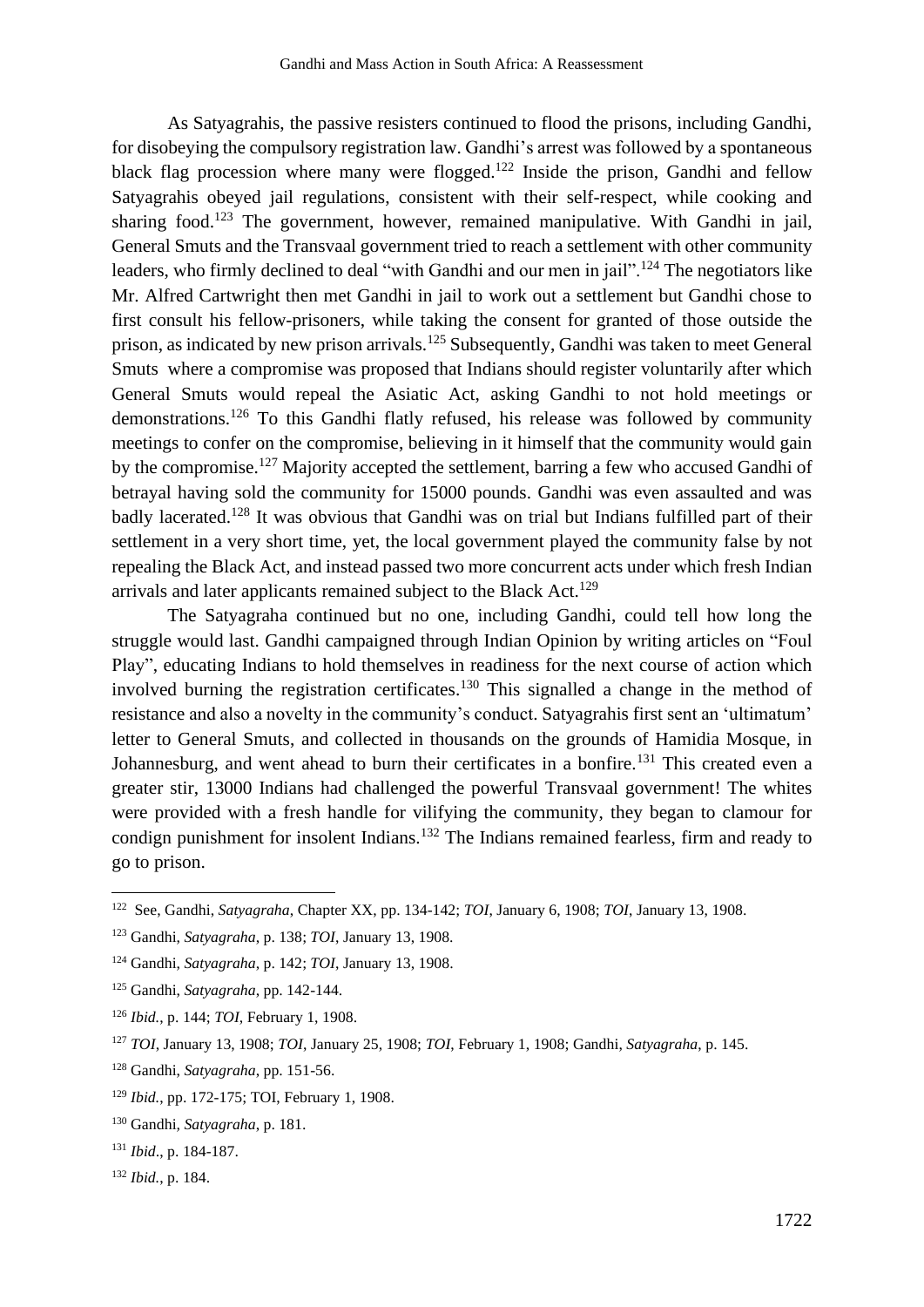As Satyagrahis, the passive resisters continued to flood the prisons, including Gandhi, for disobeying the compulsory registration law. Gandhi's arrest was followed by a spontaneous black flag procession where many were flogged.[122] Inside the prison, Gandhi and fellow Satyagrahis obeyed jail regulations, consistent with their self-respect, while cooking and sharing food.[123] The government, however, remained manipulative. With Gandhi in jail, General Smuts and the Transvaal government tried to reach a settlement with other community leaders, who firmly declined to deal "with Gandhi and our men in jail".[124] The negotiators like Mr. Alfred Cartwright then met Gandhi in jail to work out a settlement but Gandhi chose to first consult his fellow-prisoners, while taking the consent for granted of those outside the prison, as indicated by new prison arrivals.[125] Subsequently, Gandhi was taken to meet General Smuts where a compromise was proposed that Indians should register voluntarily after which General Smuts would repeal the Asiatic Act, asking Gandhi to not hold meetings or demonstrations.[126] To this Gandhi flatly refused, his release was followed by community meetings to confer on the compromise, believing in it himself that the community would gain by the compromise.[127] Majority accepted the settlement, barring a few who accused Gandhi of betrayal having sold the community for 15000 pounds. Gandhi was even assaulted and was badly lacerated.[128] It was obvious that Gandhi was on trial but Indians fulfilled part of their settlement in a very short time, yet, the local government played the community false by not repealing the Black Act, and instead passed two more concurrent acts under which fresh Indian arrivals and later applicants remained subject to the Black Act.[129]

The Satyagraha continued but no one, including Gandhi, could tell how long the struggle would last. Gandhi campaigned through Indian Opinion by writing articles on "Foul Play", educating Indians to hold themselves in readiness for the next course of action which involved burning the registration certificates.[130] This signalled a change in the method of resistance and also a novelty in the community's conduct. Satyagrahis first sent an 'ultimatum' letter to General Smuts, and collected in thousands on the grounds of Hamidia Mosque, in Johannesburg, and went ahead to burn their certificates in a bonfire.[131] This created even a greater stir, 13000 Indians had challenged the powerful Transvaal government! The whites were provided with a fresh handle for vilifying the community, they began to clamour for condign punishment for insolent Indians.[132] The Indians remained fearless, firm and ready to go to prison.

---

[122] See, Gandhi, *Satyagraha*, Chapter XX, pp. 134-142; *TOI*, January 6, 1908; *TOI*, January 13, 1908.

[123] Gandhi, *Satyagraha*, p. 138; *TOI*, January 13, 1908.

[124] Gandhi, *Satyagraha*, p. 142; *TOI*, January 13, 1908.

[125] Gandhi, *Satyagraha*, pp. 142-144.

[126] *Ibid.*, p. 144; *TOI*, February 1, 1908.

[127] *TOI*, January 13, 1908; *TOI*, January 25, 1908; *TOI*, February 1, 1908; Gandhi, *Satyagraha*, p. 145.

[128] Gandhi, *Satyagraha*, pp. 151-56.

[129] *Ibid.*, pp. 172-175; TOI, February 1, 1908.

[130] Gandhi, *Satyagraha*, p. 181.

[131] *Ibid*., p. 184-187.

[132] *Ibid.*, p. 184.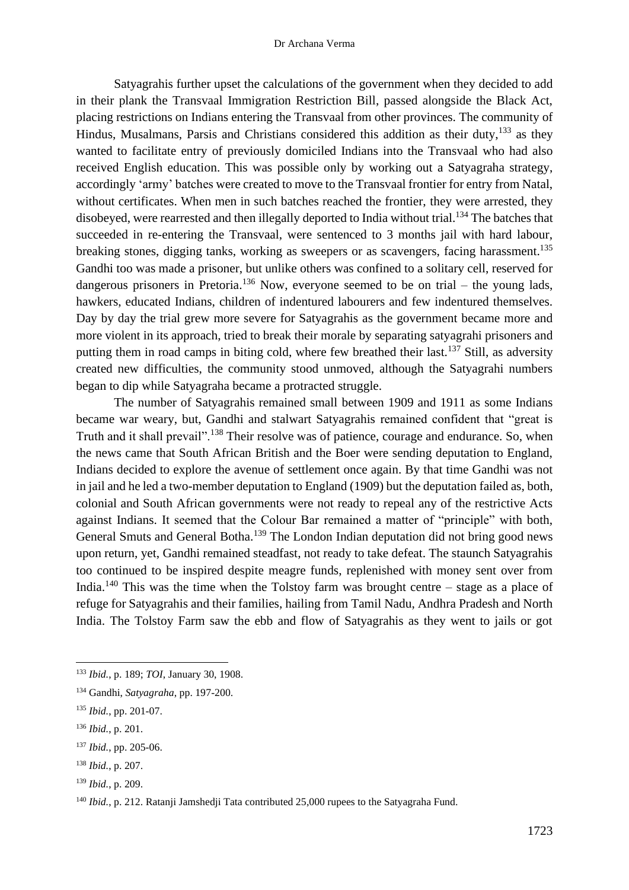Satyagrahis further upset the calculations of the government when they decided to add in their plank the Transvaal Immigration Restriction Bill, passed alongside the Black Act, placing restrictions on Indians entering the Transvaal from other provinces. The community of Hindus, Musalmans, Parsis and Christians considered this addition as their duty,[133] as they wanted to facilitate entry of previously domiciled Indians into the Transvaal who had also received English education. This was possible only by working out a Satyagraha strategy, accordingly 'army' batches were created to move to the Transvaal frontier for entry from Natal, without certificates. When men in such batches reached the frontier, they were arrested, they disobeyed, were rearrested and then illegally deported to India without trial.[134] The batches that succeeded in re-entering the Transvaal, were sentenced to 3 months jail with hard labour, breaking stones, digging tanks, working as sweepers or as scavengers, facing harassment.[135] Gandhi too was made a prisoner, but unlike others was confined to a solitary cell, reserved for dangerous prisoners in Pretoria.[136] Now, everyone seemed to be on trial – the young lads, hawkers, educated Indians, children of indentured labourers and few indentured themselves. Day by day the trial grew more severe for Satyagrahis as the government became more and more violent in its approach, tried to break their morale by separating satyagrahi prisoners and putting them in road camps in biting cold, where few breathed their last.[137] Still, as adversity created new difficulties, the community stood unmoved, although the Satyagrahi numbers began to dip while Satyagraha became a protracted struggle.

The number of Satyagrahis remained small between 1909 and 1911 as some Indians became war weary, but, Gandhi and stalwart Satyagrahis remained confident that "great is Truth and it shall prevail".[138] Their resolve was of patience, courage and endurance. So, when the news came that South African British and the Boer were sending deputation to England, Indians decided to explore the avenue of settlement once again. By that time Gandhi was not in jail and he led a two-member deputation to England (1909) but the deputation failed as, both, colonial and South African governments were not ready to repeal any of the restrictive Acts against Indians. It seemed that the Colour Bar remained a matter of "principle" with both, General Smuts and General Botha.[139] The London Indian deputation did not bring good news upon return, yet, Gandhi remained steadfast, not ready to take defeat. The staunch Satyagrahis too continued to be inspired despite meagre funds, replenished with money sent over from India.[140] This was the time when the Tolstoy farm was brought centre – stage as a place of refuge for Satyagrahis and their families, hailing from Tamil Nadu, Andhra Pradesh and North India. The Tolstoy Farm saw the ebb and flow of Satyagrahis as they went to jails or got

---

[133] *Ibid.*, p. 189; *TOI*, January 30, 1908.

[134] Gandhi, *Satyagraha*, pp. 197-200.

[135] *Ibid.*, pp. 201-07.

[136] *Ibid.*, p. 201.

[137] *Ibid.*, pp. 205-06.

[138] *Ibid.*, p. 207.

[139] *Ibid.*, p. 209.

[140] *Ibid.*, p. 212. Ratanji Jamshedji Tata contributed 25,000 rupees to the Satyagraha Fund.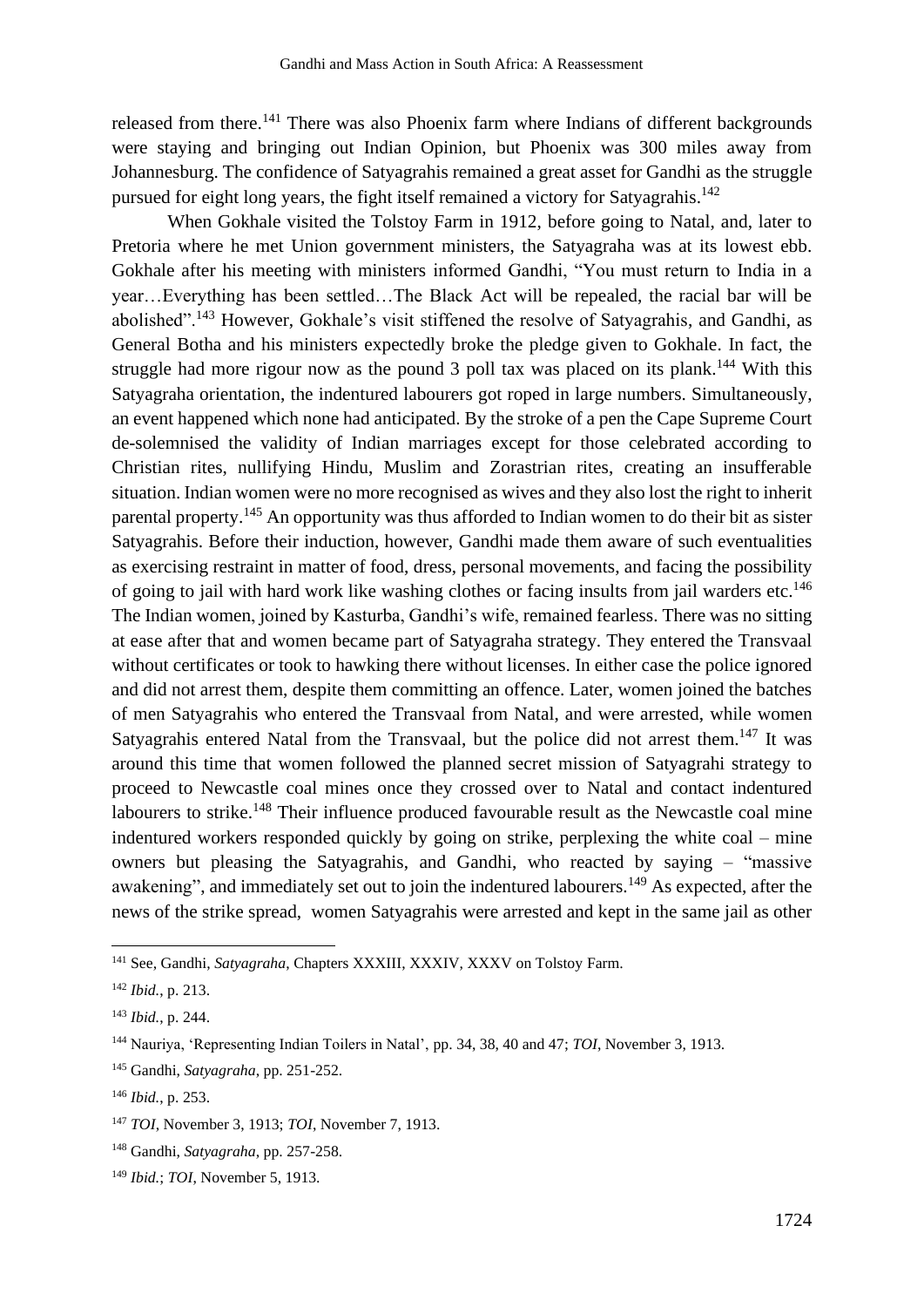released from there.[141] There was also Phoenix farm where Indians of different backgrounds were staying and bringing out Indian Opinion, but Phoenix was 300 miles away from Johannesburg. The confidence of Satyagrahis remained a great asset for Gandhi as the struggle pursued for eight long years, the fight itself remained a victory for Satyagrahis.[142]

When Gokhale visited the Tolstoy Farm in 1912, before going to Natal, and, later to Pretoria where he met Union government ministers, the Satyagraha was at its lowest ebb. Gokhale after his meeting with ministers informed Gandhi, "You must return to India in a year…Everything has been settled…The Black Act will be repealed, the racial bar will be abolished".[143] However, Gokhale's visit stiffened the resolve of Satyagrahis, and Gandhi, as General Botha and his ministers expectedly broke the pledge given to Gokhale. In fact, the struggle had more rigour now as the pound 3 poll tax was placed on its plank.[144] With this Satyagraha orientation, the indentured labourers got roped in large numbers. Simultaneously, an event happened which none had anticipated. By the stroke of a pen the Cape Supreme Court de-solemnised the validity of Indian marriages except for those celebrated according to Christian rites, nullifying Hindu, Muslim and Zorastrian rites, creating an insufferable situation. Indian women were no more recognised as wives and they also lost the right to inherit parental property.[145] An opportunity was thus afforded to Indian women to do their bit as sister Satyagrahis. Before their induction, however, Gandhi made them aware of such eventualities as exercising restraint in matter of food, dress, personal movements, and facing the possibility of going to jail with hard work like washing clothes or facing insults from jail warders etc.[146] The Indian women, joined by Kasturba, Gandhi's wife, remained fearless. There was no sitting at ease after that and women became part of Satyagraha strategy. They entered the Transvaal without certificates or took to hawking there without licenses. In either case the police ignored and did not arrest them, despite them committing an offence. Later, women joined the batches of men Satyagrahis who entered the Transvaal from Natal, and were arrested, while women Satyagrahis entered Natal from the Transvaal, but the police did not arrest them.[147] It was around this time that women followed the planned secret mission of Satyagrahi strategy to proceed to Newcastle coal mines once they crossed over to Natal and contact indentured labourers to strike.[148] Their influence produced favourable result as the Newcastle coal mine indentured workers responded quickly by going on strike, perplexing the white coal – mine owners but pleasing the Satyagrahis, and Gandhi, who reacted by saying – "massive awakening", and immediately set out to join the indentured labourers.[149] As expected, after the news of the strike spread, women Satyagrahis were arrested and kept in the same jail as other

---

[141] See, Gandhi, *Satyagraha*, Chapters XXXIII, XXXIV, XXXV on Tolstoy Farm.

[142] *Ibid.*, p. 213.

[143] *Ibid.*, p. 244.

[144] Nauriya, 'Representing Indian Toilers in Natal', pp. 34, 38, 40 and 47; *TOI*, November 3, 1913.

[145] Gandhi, *Satyagraha*, pp. 251-252.

[146] *Ibid.*, p. 253.

[147] *TOI*, November 3, 1913; *TOI*, November 7, 1913.

[148] Gandhi, *Satyagraha*, pp. 257-258.

[149] *Ibid.*; *TOI*, November 5, 1913.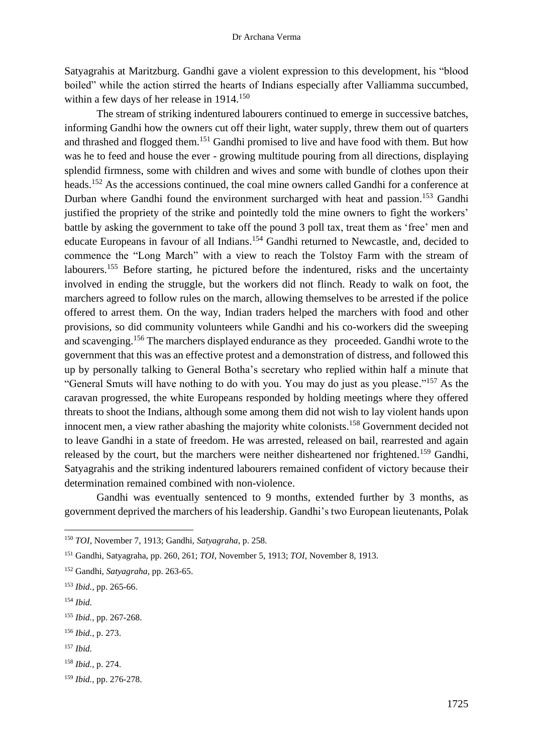Satyagrahis at Maritzburg. Gandhi gave a violent expression to this development, his "blood boiled" while the action stirred the hearts of Indians especially after Valliamma succumbed, within a few days of her release in 1914.[150]

The stream of striking indentured labourers continued to emerge in successive batches, informing Gandhi how the owners cut off their light, water supply, threw them out of quarters and thrashed and flogged them.[151] Gandhi promised to live and have food with them. But how was he to feed and house the ever - growing multitude pouring from all directions, displaying splendid firmness, some with children and wives and some with bundle of clothes upon their heads.[152] As the accessions continued, the coal mine owners called Gandhi for a conference at Durban where Gandhi found the environment surcharged with heat and passion.[153] Gandhi justified the propriety of the strike and pointedly told the mine owners to fight the workers' battle by asking the government to take off the pound 3 poll tax, treat them as 'free' men and educate Europeans in favour of all Indians.[154] Gandhi returned to Newcastle, and, decided to commence the "Long March" with a view to reach the Tolstoy Farm with the stream of labourers.[155] Before starting, he pictured before the indentured, risks and the uncertainty involved in ending the struggle, but the workers did not flinch. Ready to walk on foot, the marchers agreed to follow rules on the march, allowing themselves to be arrested if the police offered to arrest them. On the way, Indian traders helped the marchers with food and other provisions, so did community volunteers while Gandhi and his co-workers did the sweeping and scavenging.[156] The marchers displayed endurance as they proceeded. Gandhi wrote to the government that this was an effective protest and a demonstration of distress, and followed this up by personally talking to General Botha's secretary who replied within half a minute that "General Smuts will have nothing to do with you. You may do just as you please."[157] As the caravan progressed, the white Europeans responded by holding meetings where they offered threats to shoot the Indians, although some among them did not wish to lay violent hands upon innocent men, a view rather abashing the majority white colonists.[158] Government decided not to leave Gandhi in a state of freedom. He was arrested, released on bail, rearrested and again released by the court, but the marchers were neither disheartened nor frightened.[159] Gandhi, Satyagrahis and the striking indentured labourers remained confident of victory because their determination remained combined with non-violence.

Gandhi was eventually sentenced to 9 months, extended further by 3 months, as government deprived the marchers of his leadership. Gandhi's two European lieutenants, Polak

---

[150] *TOI*, November 7, 1913; Gandhi, *Satyagraha*, p. 258.

[151] Gandhi, Satyagraha, pp. 260, 261; *TOI*, November 5, 1913; *TOI*, November 8, 1913.

[152] Gandhi, *Satyagraha*, pp. 263-65.

[153] *Ibid.*, pp. 265-66.

[154] *Ibid.*

[155] *Ibid.*, pp. 267-268.

[156] *Ibid.*, p. 273.

[157] *Ibid.*

[158] *Ibid.*, p. 274.

[159] *Ibid.*, pp. 276-278.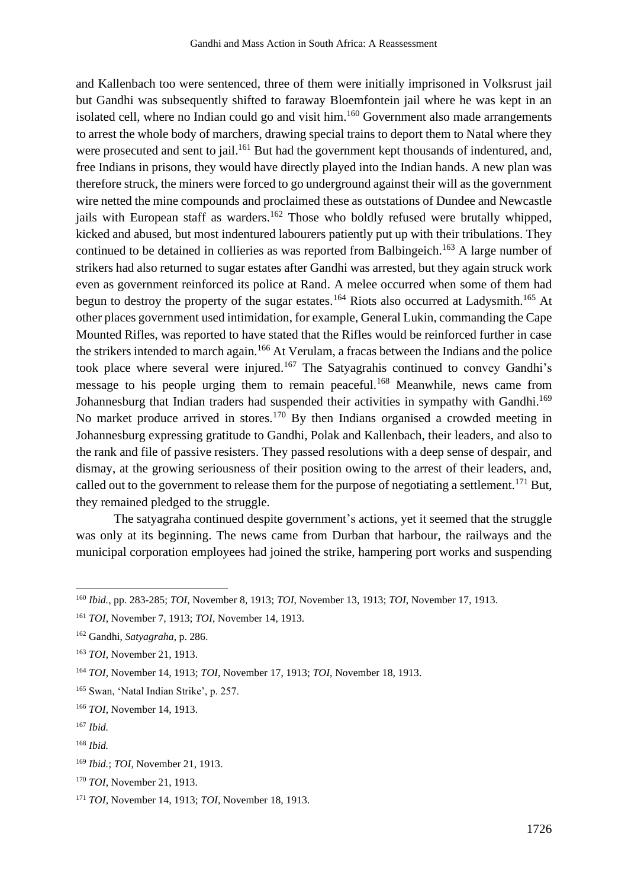and Kallenbach too were sentenced, three of them were initially imprisoned in Volksrust jail but Gandhi was subsequently shifted to faraway Bloemfontein jail where he was kept in an isolated cell, where no Indian could go and visit him.[160] Government also made arrangements to arrest the whole body of marchers, drawing special trains to deport them to Natal where they were prosecuted and sent to jail.[161] But had the government kept thousands of indentured, and, free Indians in prisons, they would have directly played into the Indian hands. A new plan was therefore struck, the miners were forced to go underground against their will as the government wire netted the mine compounds and proclaimed these as outstations of Dundee and Newcastle jails with European staff as warders.[162] Those who boldly refused were brutally whipped, kicked and abused, but most indentured labourers patiently put up with their tribulations. They continued to be detained in collieries as was reported from Balbingeich.[163] A large number of strikers had also returned to sugar estates after Gandhi was arrested, but they again struck work even as government reinforced its police at Rand. A melee occurred when some of them had begun to destroy the property of the sugar estates.[164] Riots also occurred at Ladysmith.[165] At other places government used intimidation, for example, General Lukin, commanding the Cape Mounted Rifles, was reported to have stated that the Rifles would be reinforced further in case the strikers intended to march again.[166] At Verulam, a fracas between the Indians and the police took place where several were injured.[167] The Satyagrahis continued to convey Gandhi's message to his people urging them to remain peaceful.[168] Meanwhile, news came from Johannesburg that Indian traders had suspended their activities in sympathy with Gandhi.[169] No market produce arrived in stores.[170] By then Indians organised a crowded meeting in Johannesburg expressing gratitude to Gandhi, Polak and Kallenbach, their leaders, and also to the rank and file of passive resisters. They passed resolutions with a deep sense of despair, and dismay, at the growing seriousness of their position owing to the arrest of their leaders, and, called out to the government to release them for the purpose of negotiating a settlement.[171] But, they remained pledged to the struggle.

The satyagraha continued despite government's actions, yet it seemed that the struggle was only at its beginning. The news came from Durban that harbour, the railways and the municipal corporation employees had joined the strike, hampering port works and suspending

---

[160] *Ibid.*, pp. 283-285; *TOI*, November 8, 1913; *TOI*, November 13, 1913; *TOI*, November 17, 1913.

[161] *TOI*, November 7, 1913; *TOI*, November 14, 1913.

[162] Gandhi, *Satyagraha*, p. 286.

[163] *TOI*, November 21, 1913.

[164] *TOI*, November 14, 1913; *TOI*, November 17, 1913; *TOI*, November 18, 1913.

[165] Swan, 'Natal Indian Strike', p. 257.

[166] *TOI*, November 14, 1913.

[167] *Ibid.*

[168] *Ibid.*

[169] *Ibid.*; *TOI*, November 21, 1913.

[170] *TOI*, November 21, 1913.

[171] *TOI*, November 14, 1913; *TOI*, November 18, 1913.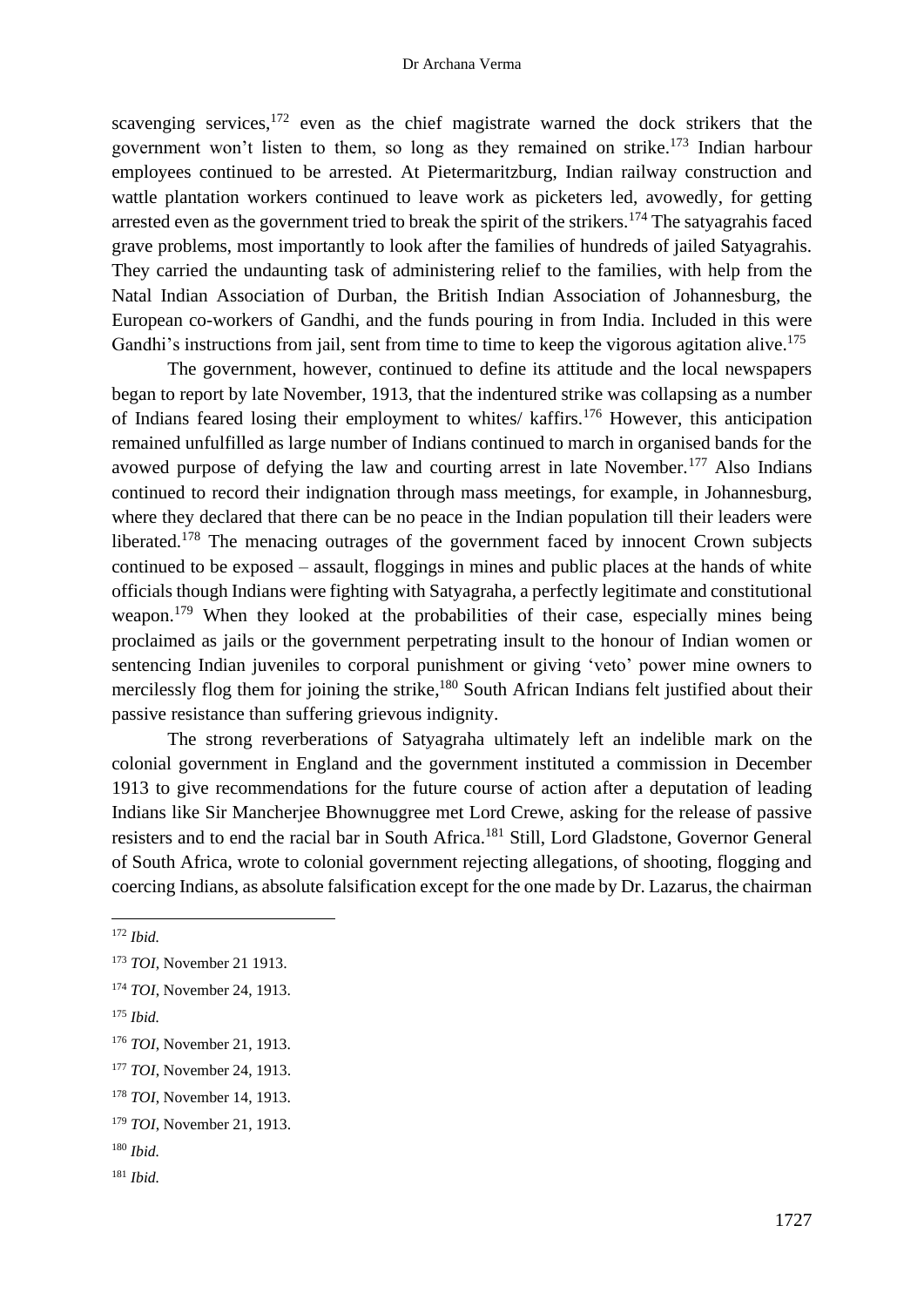scavenging services,[172] even as the chief magistrate warned the dock strikers that the government won't listen to them, so long as they remained on strike.[173] Indian harbour employees continued to be arrested. At Pietermaritzburg, Indian railway construction and wattle plantation workers continued to leave work as picketers led, avowedly, for getting arrested even as the government tried to break the spirit of the strikers.[174] The satyagrahis faced grave problems, most importantly to look after the families of hundreds of jailed Satyagrahis. They carried the undaunting task of administering relief to the families, with help from the Natal Indian Association of Durban, the British Indian Association of Johannesburg, the European co-workers of Gandhi, and the funds pouring in from India. Included in this were Gandhi's instructions from jail, sent from time to time to keep the vigorous agitation alive.[175]

The government, however, continued to define its attitude and the local newspapers began to report by late November, 1913, that the indentured strike was collapsing as a number of Indians feared losing their employment to whites/ kaffirs.[176] However, this anticipation remained unfulfilled as large number of Indians continued to march in organised bands for the avowed purpose of defying the law and courting arrest in late November.[177] Also Indians continued to record their indignation through mass meetings, for example, in Johannesburg, where they declared that there can be no peace in the Indian population till their leaders were liberated.[178] The menacing outrages of the government faced by innocent Crown subjects continued to be exposed – assault, floggings in mines and public places at the hands of white officials though Indians were fighting with Satyagraha, a perfectly legitimate and constitutional weapon.[179] When they looked at the probabilities of their case, especially mines being proclaimed as jails or the government perpetrating insult to the honour of Indian women or sentencing Indian juveniles to corporal punishment or giving 'veto' power mine owners to mercilessly flog them for joining the strike,[180] South African Indians felt justified about their passive resistance than suffering grievous indignity.

The strong reverberations of Satyagraha ultimately left an indelible mark on the colonial government in England and the government instituted a commission in December 1913 to give recommendations for the future course of action after a deputation of leading Indians like Sir Mancherjee Bhownuggree met Lord Crewe, asking for the release of passive resisters and to end the racial bar in South Africa.[181] Still, Lord Gladstone, Governor General of South Africa, wrote to colonial government rejecting allegations, of shooting, flogging and coercing Indians, as absolute falsification except for the one made by Dr. Lazarus, the chairman

---

[172] *Ibid.*

[173] *TOI*, November 21 1913.

[174] *TOI*, November 24, 1913.

[175] *Ibid.*

[176] *TOI*, November 21, 1913.

[177] *TOI*, November 24, 1913.

[178] *TOI*, November 14, 1913.

[179] *TOI*, November 21, 1913.

[180] *Ibid.*

[181] *Ibid.*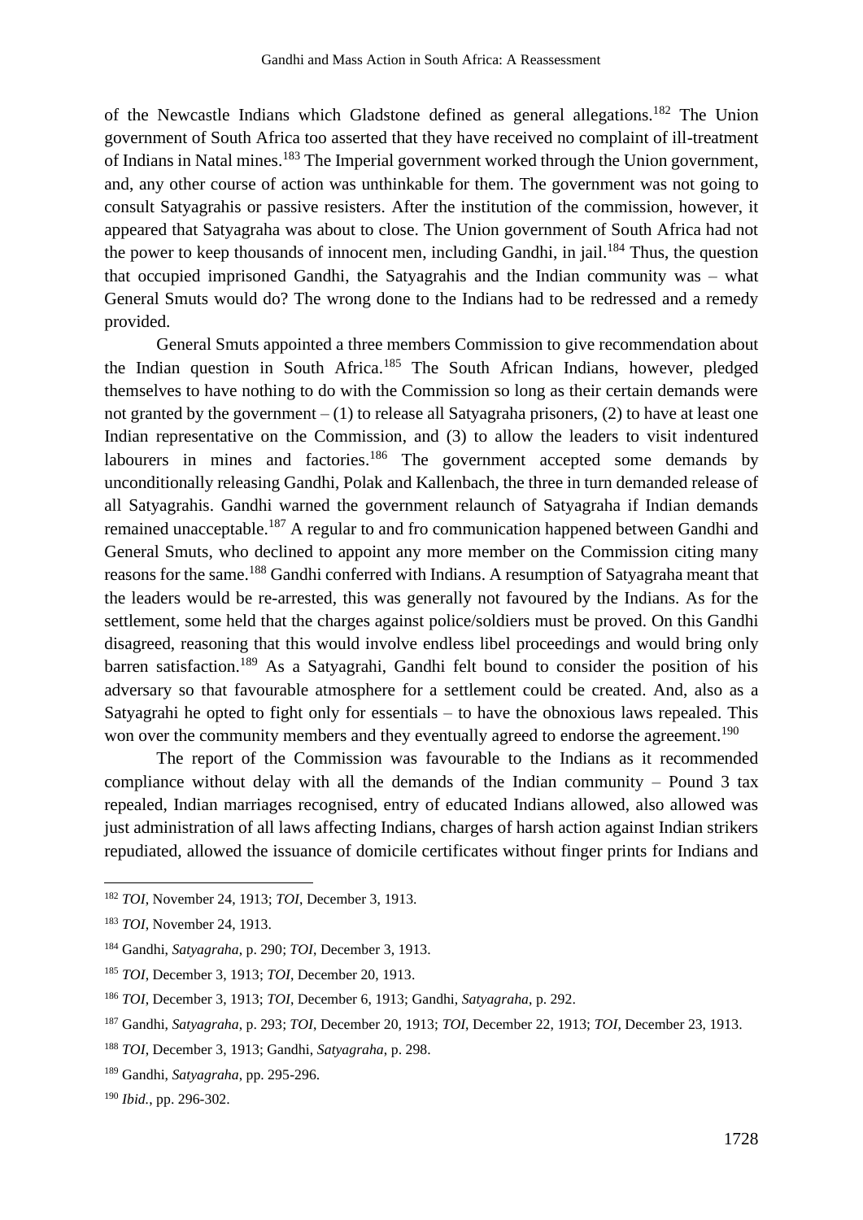of the Newcastle Indians which Gladstone defined as general allegations.[182] The Union government of South Africa too asserted that they have received no complaint of ill-treatment of Indians in Natal mines.[183] The Imperial government worked through the Union government, and, any other course of action was unthinkable for them. The government was not going to consult Satyagrahis or passive resisters. After the institution of the commission, however, it appeared that Satyagraha was about to close. The Union government of South Africa had not the power to keep thousands of innocent men, including Gandhi, in jail.[184] Thus, the question that occupied imprisoned Gandhi, the Satyagrahis and the Indian community was – what General Smuts would do? The wrong done to the Indians had to be redressed and a remedy provided.

General Smuts appointed a three members Commission to give recommendation about the Indian question in South Africa.[185] The South African Indians, however, pledged themselves to have nothing to do with the Commission so long as their certain demands were not granted by the government – (1) to release all Satyagraha prisoners, (2) to have at least one Indian representative on the Commission, and (3) to allow the leaders to visit indentured labourers in mines and factories.[186] The government accepted some demands by unconditionally releasing Gandhi, Polak and Kallenbach, the three in turn demanded release of all Satyagrahis. Gandhi warned the government relaunch of Satyagraha if Indian demands remained unacceptable.[187] A regular to and fro communication happened between Gandhi and General Smuts, who declined to appoint any more member on the Commission citing many reasons for the same.[188] Gandhi conferred with Indians. A resumption of Satyagraha meant that the leaders would be re-arrested, this was generally not favoured by the Indians. As for the settlement, some held that the charges against police/soldiers must be proved. On this Gandhi disagreed, reasoning that this would involve endless libel proceedings and would bring only barren satisfaction.[189] As a Satyagrahi, Gandhi felt bound to consider the position of his adversary so that favourable atmosphere for a settlement could be created. And, also as a Satyagrahi he opted to fight only for essentials – to have the obnoxious laws repealed. This won over the community members and they eventually agreed to endorse the agreement.[190]

The report of the Commission was favourable to the Indians as it recommended compliance without delay with all the demands of the Indian community – Pound 3 tax repealed, Indian marriages recognised, entry of educated Indians allowed, also allowed was just administration of all laws affecting Indians, charges of harsh action against Indian strikers repudiated, allowed the issuance of domicile certificates without finger prints for Indians and

---

[182] *TOI*, November 24, 1913; *TOI*, December 3, 1913.

[183] *TOI*, November 24, 1913.

[184] Gandhi, *Satyagraha*, p. 290; *TOI*, December 3, 1913.

[185] *TOI*, December 3, 1913; *TOI*, December 20, 1913.

[186] *TOI*, December 3, 1913; *TOI*, December 6, 1913; Gandhi, *Satyagraha*, p. 292.

[187] Gandhi, *Satyagraha*, p. 293; *TOI*, December 20, 1913; *TOI*, December 22, 1913; *TOI*, December 23, 1913.

[188] *TOI*, December 3, 1913; Gandhi, *Satyagraha*, p. 298.

[189] Gandhi, *Satyagraha*, pp. 295-296.

[190] *Ibid.*, pp. 296-302.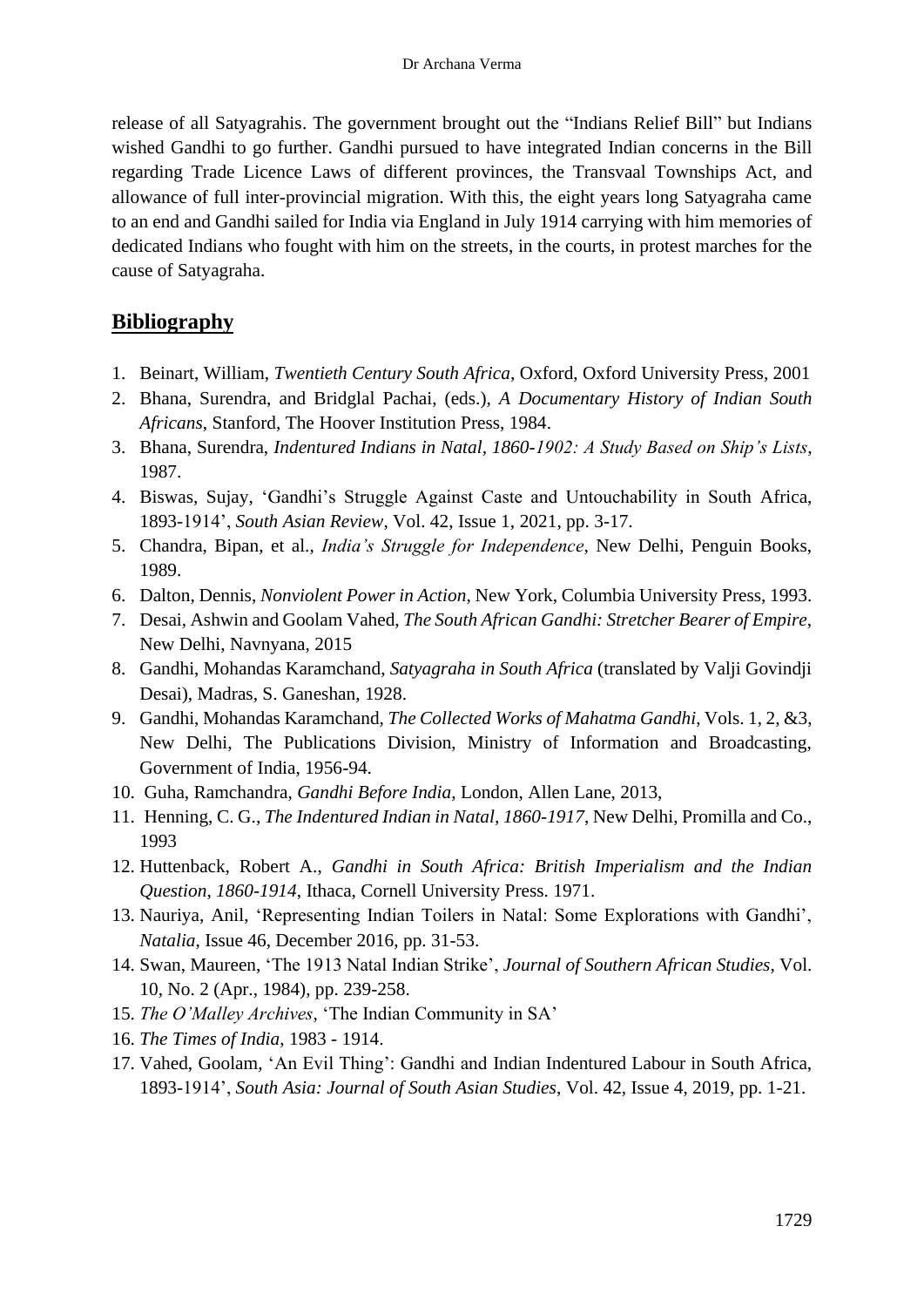release of all Satyagrahis. The government brought out the "Indians Relief Bill" but Indians wished Gandhi to go further. Gandhi pursued to have integrated Indian concerns in the Bill regarding Trade Licence Laws of different provinces, the Transvaal Townships Act, and allowance of full inter-provincial migration. With this, the eight years long Satyagraha came to an end and Gandhi sailed for India via England in July 1914 carrying with him memories of dedicated Indians who fought with him on the streets, in the courts, in protest marches for the cause of Satyagraha.

## **Bibliography**

1. Beinart, William, *Twentieth Century South Africa*, Oxford, Oxford University Press, 2001
2. Bhana, Surendra, and Bridglal Pachai, (eds.), *A Documentary History of Indian South Africans*, Stanford, The Hoover Institution Press, 1984.
3. Bhana, Surendra, *Indentured Indians in Natal, 1860-1902: A Study Based on Ship's Lists*, 1987.
4. Biswas, Sujay, 'Gandhi's Struggle Against Caste and Untouchability in South Africa, 1893-1914', *South Asian Review*, Vol. 42, Issue 1, 2021, pp. 3-17.
5. Chandra, Bipan, et al., *India's Struggle for Independence*, New Delhi, Penguin Books, 1989.
6. Dalton, Dennis, *Nonviolent Power in Action*, New York, Columbia University Press, 1993.
7. Desai, Ashwin and Goolam Vahed, *The South African Gandhi: Stretcher Bearer of Empire*, New Delhi, Navnyana, 2015
8. Gandhi, Mohandas Karamchand, *Satyagraha in South Africa* (translated by Valji Govindji Desai), Madras, S. Ganeshan, 1928.
9. Gandhi, Mohandas Karamchand, *The Collected Works of Mahatma Gandhi*, Vols. 1, 2, &3, New Delhi, The Publications Division, Ministry of Information and Broadcasting, Government of India, 1956-94.
10. Guha, Ramchandra, *Gandhi Before India*, London, Allen Lane, 2013,
11. Henning, C. G., *The Indentured Indian in Natal, 1860-1917*, New Delhi, Promilla and Co., 1993
12. Huttenback, Robert A., *Gandhi in South Africa: British Imperialism and the Indian Question, 1860-1914*, Ithaca, Cornell University Press. 1971.
13. Nauriya, Anil, 'Representing Indian Toilers in Natal: Some Explorations with Gandhi', *Natalia*, Issue 46, December 2016, pp. 31-53.
14. Swan, Maureen, 'The 1913 Natal Indian Strike', *Journal of Southern African Studies*, Vol. 10, No. 2 (Apr., 1984), pp. 239-258.
15. *The O'Malley Archives*, 'The Indian Community in SA'
16. *The Times of India*, 1983 - 1914.
17. Vahed, Goolam, 'An Evil Thing': Gandhi and Indian Indentured Labour in South Africa, 1893-1914', *South Asia: Journal of South Asian Studies*, Vol. 42, Issue 4, 2019, pp. 1-21.